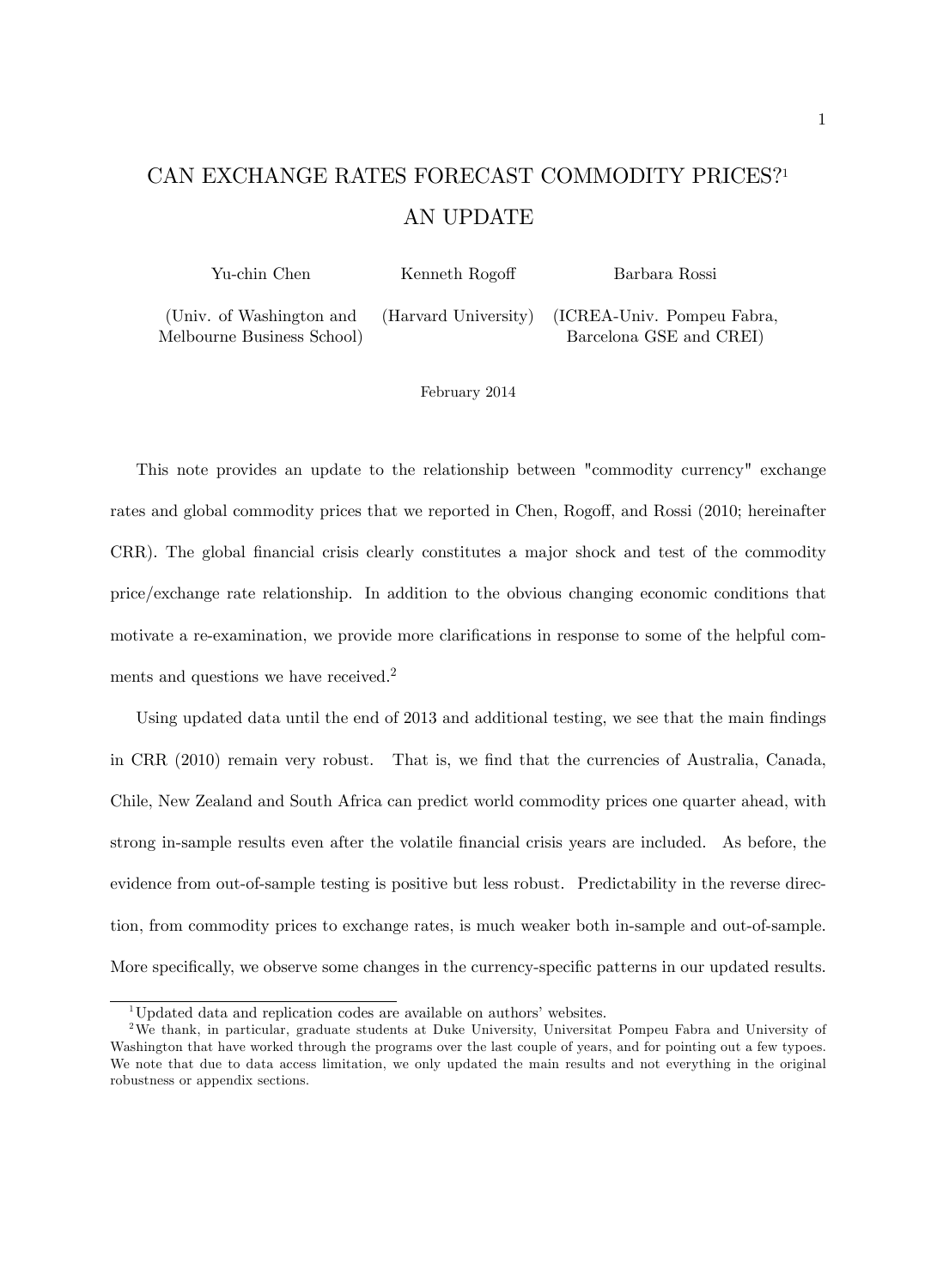# CAN EXCHANGE RATES FORECAST COMMODITY PRICES?[1] AN UPDATE

Yu-chin Chen (Univ. of Washington and Melbourne Business School)

Kenneth Rogoff (Harvard University)

Barbara Rossi (ICREA-Univ. Pompeu Fabra, Barcelona GSE and CREI)

February 2014

This note provides an update to the relationship between "commodity currency" exchange rates and global commodity prices that we reported in Chen, Rogoff, and Rossi (2010; hereinafter CRR). The global financial crisis clearly constitutes a major shock and test of the commodity price/exchange rate relationship. In addition to the obvious changing economic conditions that motivate a re-examination, we provide more clarifications in response to some of the helpful comments and questions we have received.[2]

Using updated data until the end of 2013 and additional testing, we see that the main findings in CRR (2010) remain very robust. That is, we find that the currencies of Australia, Canada, Chile, New Zealand and South Africa can predict world commodity prices one quarter ahead, with strong in-sample results even after the volatile financial crisis years are included. As before, the evidence from out-of-sample testing is positive but less robust. Predictability in the reverse direction, from commodity prices to exchange rates, is much weaker both in-sample and out-of-sample. More specifically, we observe some changes in the currency-specific patterns in our updated results.

[1] Updated data and replication codes are available on authors' websites.

[2] We thank, in particular, graduate students at Duke University, Universitat Pompeu Fabra and University of Washington that have worked through the programs over the last couple of years, and for pointing out a few typoes. We note that due to data access limitation, we only updated the main results and not everything in the original robustness or appendix sections.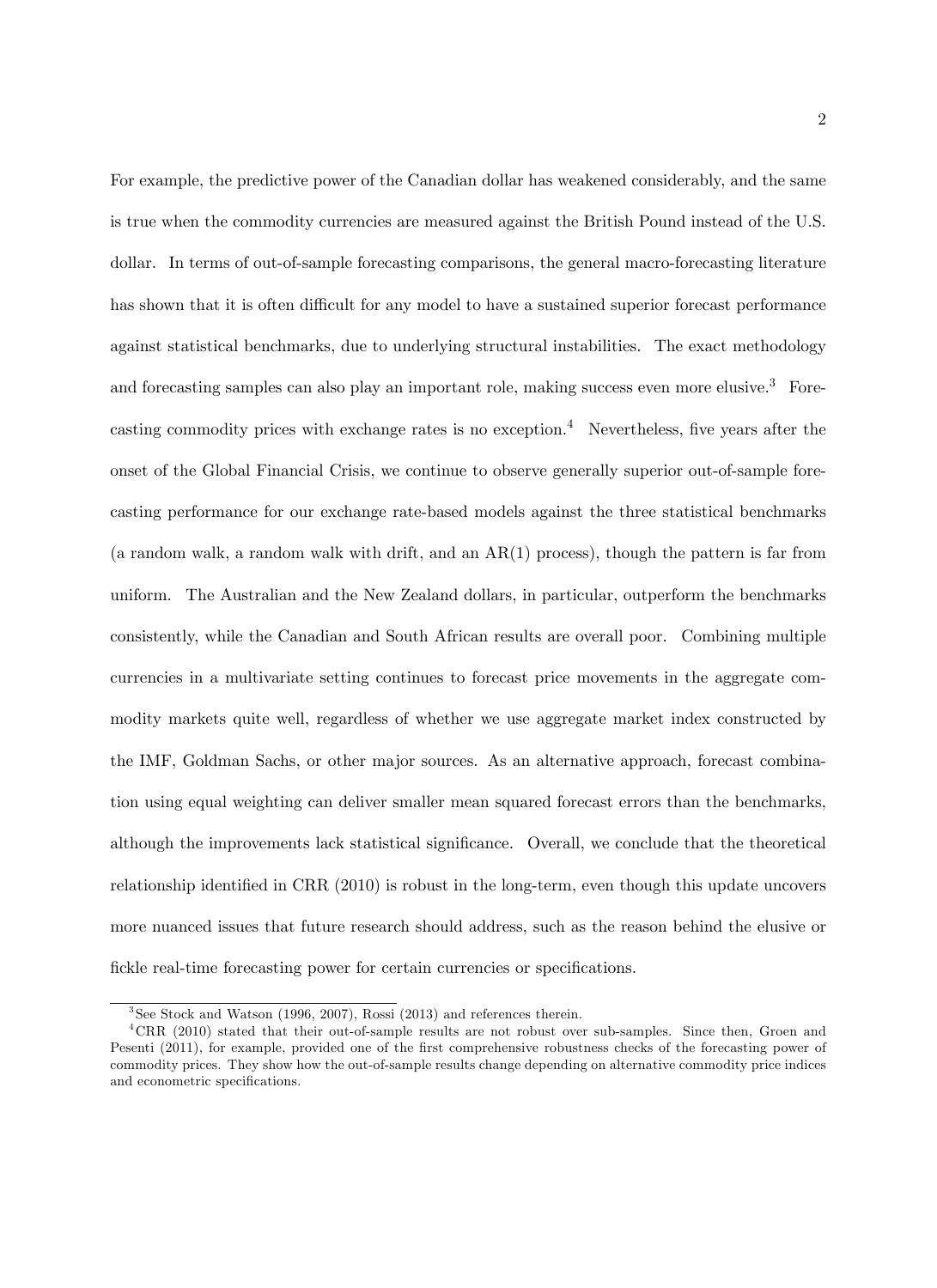For example, the predictive power of the Canadian dollar has weakened considerably, and the same is true when the commodity currencies are measured against the British Pound instead of the U.S. dollar. In terms of out-of-sample forecasting comparisons, the general macro-forecasting literature has shown that it is often difficult for any model to have a sustained superior forecast performance against statistical benchmarks, due to underlying structural instabilities. The exact methodology and forecasting samples can also play an important role, making success even more elusive.[3] Forecasting commodity prices with exchange rates is no exception.[4] Nevertheless, five years after the onset of the Global Financial Crisis, we continue to observe generally superior out-of-sample forecasting performance for our exchange rate-based models against the three statistical benchmarks (a random walk, a random walk with drift, and an AR(1) process), though the pattern is far from uniform. The Australian and the New Zealand dollars, in particular, outperform the benchmarks consistently, while the Canadian and South African results are overall poor. Combining multiple currencies in a multivariate setting continues to forecast price movements in the aggregate commodity markets quite well, regardless of whether we use aggregate market index constructed by the IMF, Goldman Sachs, or other major sources. As an alternative approach, forecast combination using equal weighting can deliver smaller mean squared forecast errors than the benchmarks, although the improvements lack statistical significance. Overall, we conclude that the theoretical relationship identified in CRR (2010) is robust in the long-term, even though this update uncovers more nuanced issues that future research should address, such as the reason behind the elusive or fickle real-time forecasting power for certain currencies or specifications.

[3] See Stock and Watson (1996, 2007), Rossi (2013) and references therein.

[4] CRR (2010) stated that their out-of-sample results are not robust over sub-samples. Since then, Groen and Pesenti (2011), for example, provided one of the first comprehensive robustness checks of the forecasting power of commodity prices. They show how the out-of-sample results change depending on alternative commodity price indices and econometric specifications.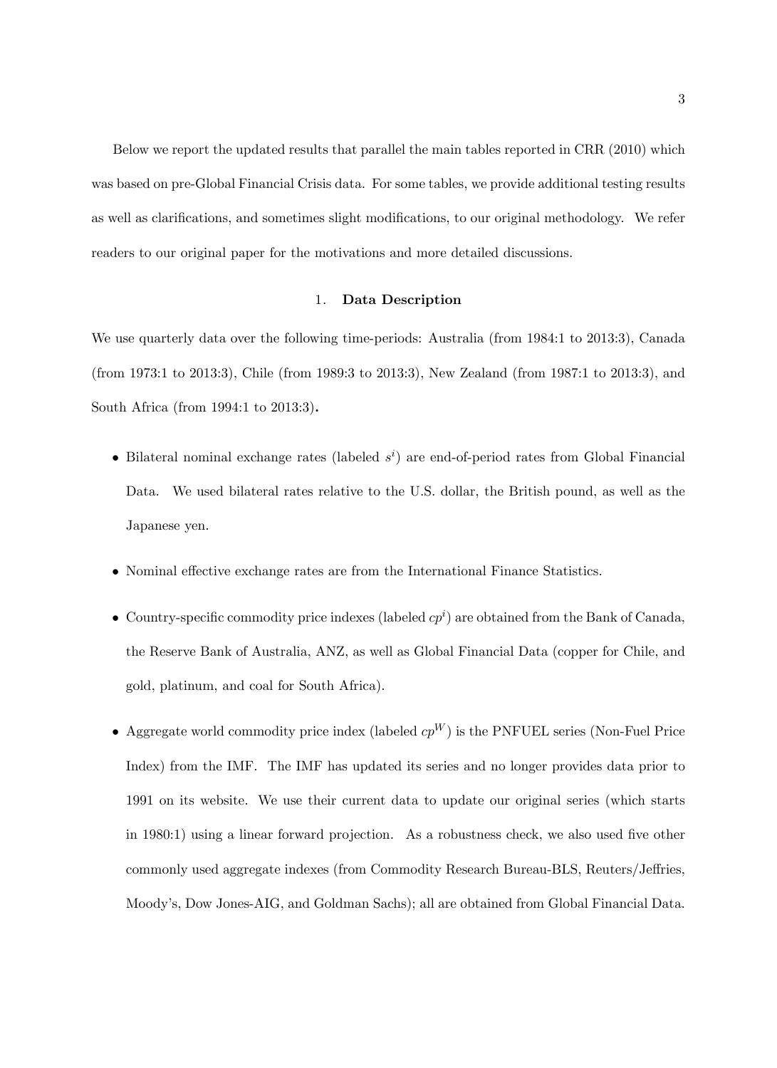Below we report the updated results that parallel the main tables reported in CRR (2010) which was based on pre-Global Financial Crisis data. For some tables, we provide additional testing results as well as clarifications, and sometimes slight modifications, to our original methodology. We refer readers to our original paper for the motivations and more detailed discussions.

## 1. **Data Description**

We use quarterly data over the following time-periods: Australia (from 1984:1 to 2013:3), Canada (from 1973:1 to 2013:3), Chile (from 1989:3 to 2013:3), New Zealand (from 1987:1 to 2013:3), and South Africa (from 1994:1 to 2013:3)**.**

- Bilateral nominal exchange rates (labeled $s^i$) are end-of-period rates from Global Financial Data. We used bilateral rates relative to the U.S. dollar, the British pound, as well as the Japanese yen.
- Nominal effective exchange rates are from the International Finance Statistics.
- Country-specific commodity price indexes (labeled $cp^i$) are obtained from the Bank of Canada, the Reserve Bank of Australia, ANZ, as well as Global Financial Data (copper for Chile, and gold, platinum, and coal for South Africa).
- Aggregate world commodity price index (labeled $cp^W$) is the PNFUEL series (Non-Fuel Price Index) from the IMF. The IMF has updated its series and no longer provides data prior to 1991 on its website. We use their current data to update our original series (which starts in 1980:1) using a linear forward projection. As a robustness check, we also used five other commonly used aggregate indexes (from Commodity Research Bureau-BLS, Reuters/Jeffries, Moody's, Dow Jones-AIG, and Goldman Sachs); all are obtained from Global Financial Data.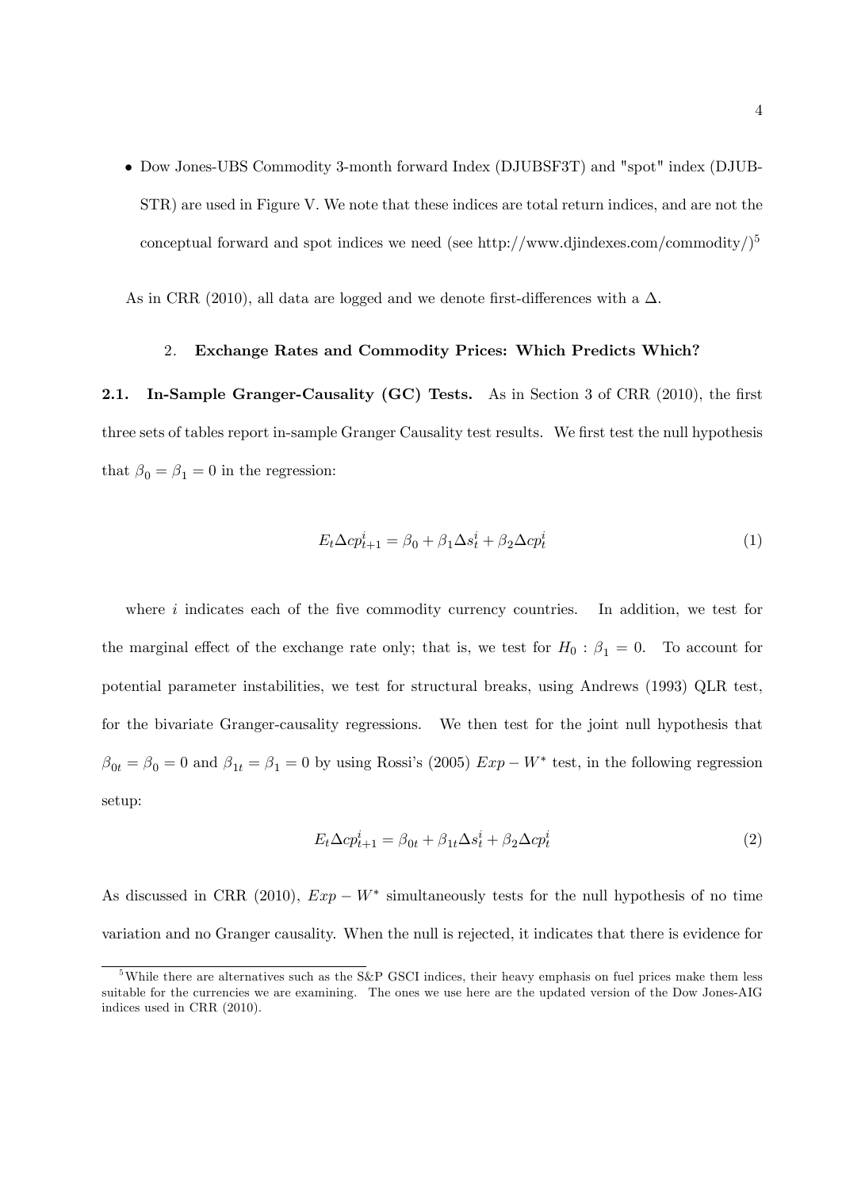- Dow Jones-UBS Commodity 3-month forward Index (DJUBSF3T) and "spot" index (DJUBSTR) are used in Figure V. We note that these indices are total return indices, and are not the conceptual forward and spot indices we need (see http://www.djindexes.com/commodity/)[5]

As in CRR (2010), all data are logged and we denote first-differences with a $\Delta$.

## 2. Exchange Rates and Commodity Prices: Which Predicts Which?

**2.1. In-Sample Granger-Causality (GC) Tests.** As in Section 3 of CRR (2010), the first three sets of tables report in-sample Granger Causality test results. We first test the null hypothesis that $\beta_0 = \beta_1 = 0$ in the regression:

$$E_t \Delta cp^i_{t+1} = \beta_0 + \beta_1 \Delta s^i_t + \beta_2 \Delta cp^i_t \tag{1}$$

where $i$ indicates each of the five commodity currency countries. In addition, we test for the marginal effect of the exchange rate only; that is, we test for $H_0 : \beta_1 = 0$. To account for potential parameter instabilities, we test for structural breaks, using Andrews (1993) QLR test, for the bivariate Granger-causality regressions. We then test for the joint null hypothesis that $\beta_{0t} = \beta_0 = 0$ and $\beta_{1t} = \beta_1 = 0$ by using Rossi's (2005) $Exp - W^*$ test, in the following regression setup:

$$E_t \Delta cp^i_{t+1} = \beta_{0t} + \beta_{1t} \Delta s^i_t + \beta_2 \Delta cp^i_t \tag{2}$$

As discussed in CRR (2010), $Exp - W^*$ simultaneously tests for the null hypothesis of no time variation and no Granger causality. When the null is rejected, it indicates that there is evidence for

[5] While there are alternatives such as the S&P GSCI indices, their heavy emphasis on fuel prices make them less suitable for the currencies we are examining. The ones we use here are the updated version of the Dow Jones-AIG indices used in CRR (2010).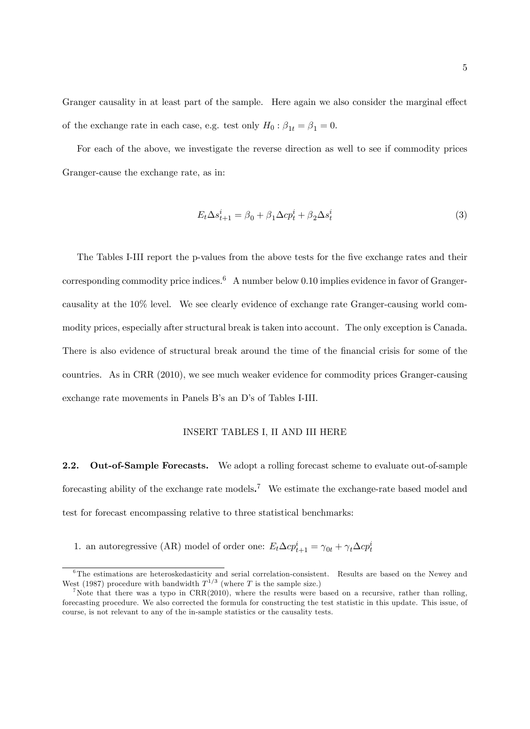Granger causality in at least part of the sample. Here again we also consider the marginal effect of the exchange rate in each case, e.g. test only $H_0 : \beta_{1t} = \beta_1 = 0$.

For each of the above, we investigate the reverse direction as well to see if commodity prices Granger-cause the exchange rate, as in:

$$E_t \Delta s_{t+1}^i = \beta_0 + \beta_1 \Delta cp_t^i + \beta_2 \Delta s_t^i \tag{3}$$

The Tables I-III report the p-values from the above tests for the five exchange rates and their corresponding commodity price indices.[6] A number below 0.10 implies evidence in favor of Granger-causality at the 10% level. We see clearly evidence of exchange rate Granger-causing world commodity prices, especially after structural break is taken into account. The only exception is Canada. There is also evidence of structural break around the time of the financial crisis for some of the countries. As in CRR (2010), we see much weaker evidence for commodity prices Granger-causing exchange rate movements in Panels B's an D's of Tables I-III.

INSERT TABLES I, II AND III HERE

**2.2. Out-of-Sample Forecasts.** We adopt a rolling forecast scheme to evaluate out-of-sample forecasting ability of the exchange rate models.[7] We estimate the exchange-rate based model and test for forecast encompassing relative to three statistical benchmarks:

1. an autoregressive (AR) model of order one: $E_t \Delta cp_{t+1}^i = \gamma_{0t} + \gamma_t \Delta cp_t^i$

---

[6] The estimations are heteroskedasticity and serial correlation-consistent. Results are based on the Newey and West (1987) procedure with bandwidth $T^{1/3}$ (where $T$ is the sample size.)

[7] Note that there was a typo in CRR(2010), where the results were based on a recursive, rather than rolling, forecasting procedure. We also corrected the formula for constructing the test statistic in this update. This issue, of course, is not relevant to any of the in-sample statistics or the causality tests.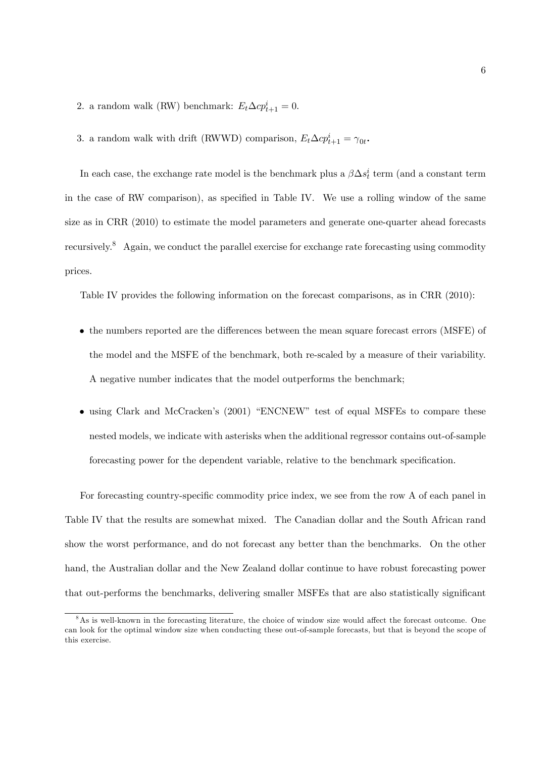2. a random walk (RW) benchmark: $E_t \Delta cp^i_{t+1} = 0$.

3. a random walk with drift (RWWD) comparison, $E_t \Delta cp^i_{t+1} = \gamma_{0t}$.

In each case, the exchange rate model is the benchmark plus a $\beta \Delta s^i_t$ term (and a constant term in the case of RW comparison), as specified in Table IV. We use a rolling window of the same size as in CRR (2010) to estimate the model parameters and generate one-quarter ahead forecasts recursively.[8] Again, we conduct the parallel exercise for exchange rate forecasting using commodity prices.

Table IV provides the following information on the forecast comparisons, as in CRR (2010):

- the numbers reported are the differences between the mean square forecast errors (MSFE) of the model and the MSFE of the benchmark, both re-scaled by a measure of their variability. A negative number indicates that the model outperforms the benchmark;

- using Clark and McCracken's (2001) "ENCNEW" test of equal MSFEs to compare these nested models, we indicate with asterisks when the additional regressor contains out-of-sample forecasting power for the dependent variable, relative to the benchmark specification.

For forecasting country-specific commodity price index, we see from the row A of each panel in Table IV that the results are somewhat mixed. The Canadian dollar and the South African rand show the worst performance, and do not forecast any better than the benchmarks. On the other hand, the Australian dollar and the New Zealand dollar continue to have robust forecasting power that out-performs the benchmarks, delivering smaller MSFEs that are also statistically significant

[8] As is well-known in the forecasting literature, the choice of window size would affect the forecast outcome. One can look for the optimal window size when conducting these out-of-sample forecasts, but that is beyond the scope of this exercise.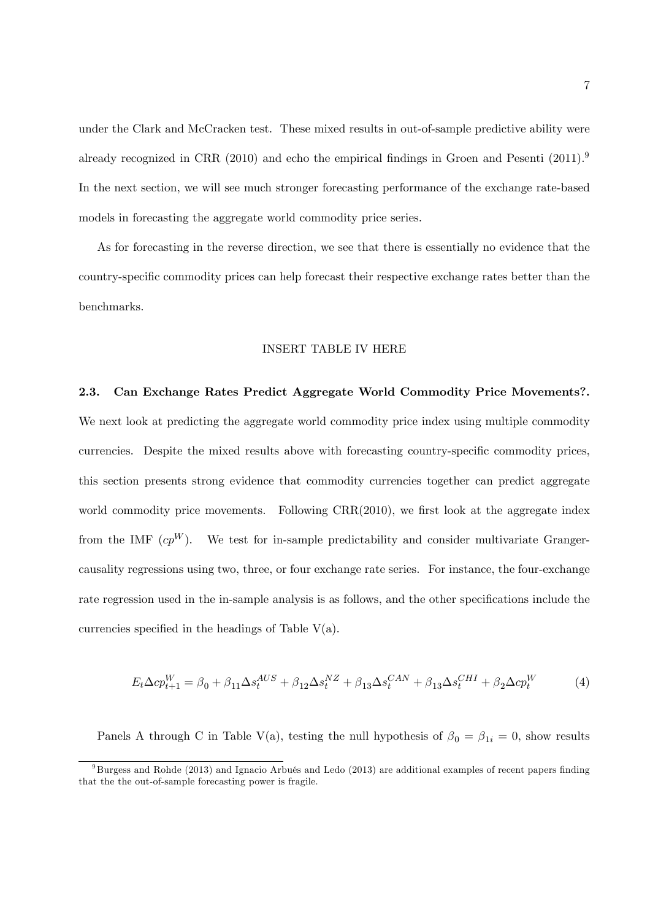under the Clark and McCracken test. These mixed results in out-of-sample predictive ability were already recognized in CRR (2010) and echo the empirical findings in Groen and Pesenti (2011).[9] In the next section, we will see much stronger forecasting performance of the exchange rate-based models in forecasting the aggregate world commodity price series.

As for forecasting in the reverse direction, we see that there is essentially no evidence that the country-specific commodity prices can help forecast their respective exchange rates better than the benchmarks.

INSERT TABLE IV HERE

### 2.3. Can Exchange Rates Predict Aggregate World Commodity Price Movements?.

We next look at predicting the aggregate world commodity price index using multiple commodity currencies. Despite the mixed results above with forecasting country-specific commodity prices, this section presents strong evidence that commodity currencies together can predict aggregate world commodity price movements. Following CRR(2010), we first look at the aggregate index from the IMF ($cp^W$). We test for in-sample predictability and consider multivariate Granger-causality regressions using two, three, or four exchange rate series. For instance, the four-exchange rate regression used in the in-sample analysis is as follows, and the other specifications include the currencies specified in the headings of Table V(a).

$$E_t \Delta cp_{t+1}^W = \beta_0 + \beta_{11} \Delta s_t^{AUS} + \beta_{12} \Delta s_t^{NZ} + \beta_{13} \Delta s_t^{CAN} + \beta_{13} \Delta s_t^{CHI} + \beta_2 \Delta cp_t^W \tag{4}$$

Panels A through C in Table V(a), testing the null hypothesis of $\beta_0 = \beta_{1i} = 0$, show results

[9] Burgess and Rohde (2013) and Ignacio Arbués and Ledo (2013) are additional examples of recent papers finding that the the out-of-sample forecasting power is fragile.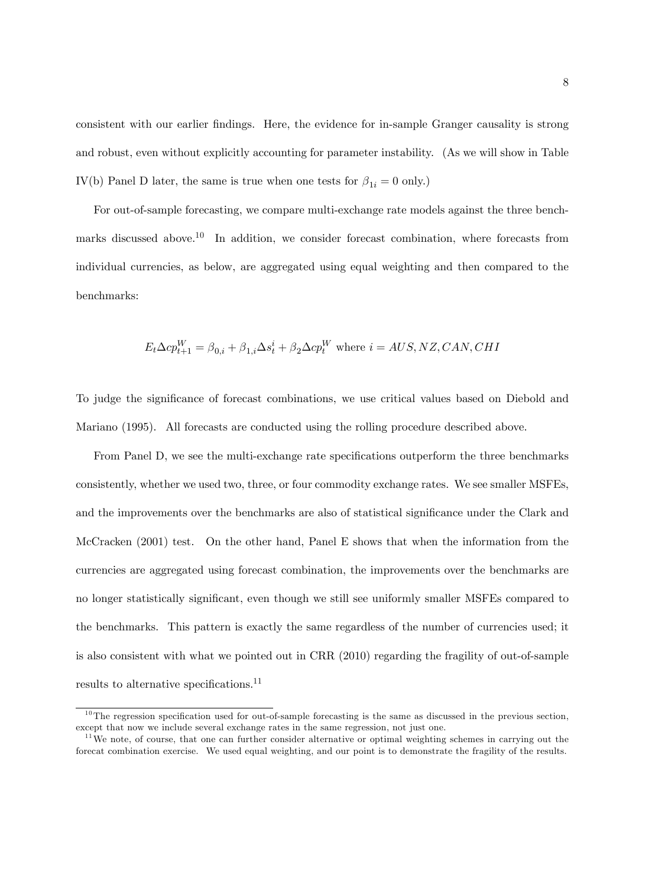consistent with our earlier findings. Here, the evidence for in-sample Granger causality is strong and robust, even without explicitly accounting for parameter instability. (As we will show in Table IV(b) Panel D later, the same is true when one tests for $\beta_{1i} = 0$ only.)

For out-of-sample forecasting, we compare multi-exchange rate models against the three benchmarks discussed above.[10] In addition, we consider forecast combination, where forecasts from individual currencies, as below, are aggregated using equal weighting and then compared to the benchmarks:

$$E_t \Delta cp_{t+1}^W = \beta_{0,i} + \beta_{1,i} \Delta s_t^i + \beta_2 \Delta cp_t^W \text{ where } i = AUS, NZ, CAN, CHI$$

To judge the significance of forecast combinations, we use critical values based on Diebold and Mariano (1995). All forecasts are conducted using the rolling procedure described above.

From Panel D, we see the multi-exchange rate specifications outperform the three benchmarks consistently, whether we used two, three, or four commodity exchange rates. We see smaller MSFEs, and the improvements over the benchmarks are also of statistical significance under the Clark and McCracken (2001) test. On the other hand, Panel E shows that when the information from the currencies are aggregated using forecast combination, the improvements over the benchmarks are no longer statistically significant, even though we still see uniformly smaller MSFEs compared to the benchmarks. This pattern is exactly the same regardless of the number of currencies used; it is also consistent with what we pointed out in CRR (2010) regarding the fragility of out-of-sample results to alternative specifications.[11]

[10] The regression specification used for out-of-sample forecasting is the same as discussed in the previous section, except that now we include several exchange rates in the same regression, not just one.

[11] We note, of course, that one can further consider alternative or optimal weighting schemes in carrying out the forecat combination exercise. We used equal weighting, and our point is to demonstrate the fragility of the results.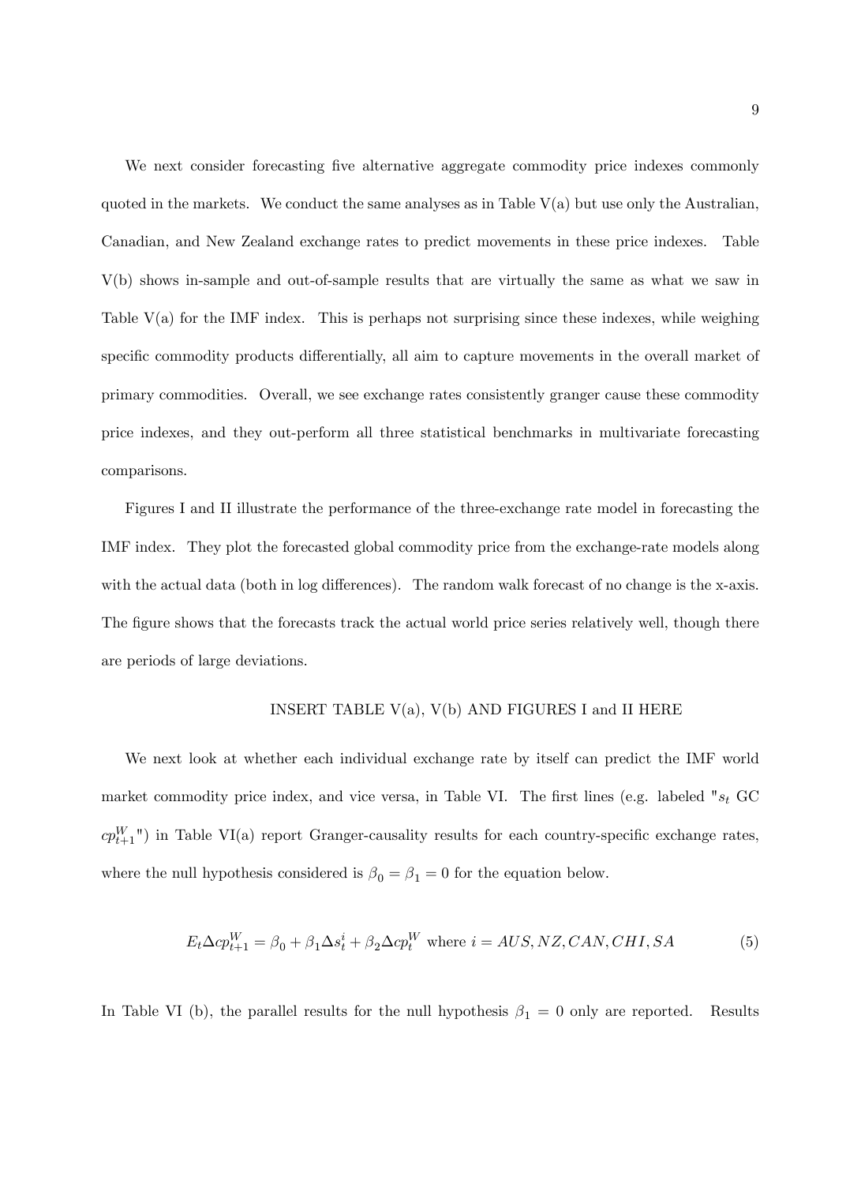We next consider forecasting five alternative aggregate commodity price indexes commonly quoted in the markets. We conduct the same analyses as in Table V(a) but use only the Australian, Canadian, and New Zealand exchange rates to predict movements in these price indexes. Table V(b) shows in-sample and out-of-sample results that are virtually the same as what we saw in Table V(a) for the IMF index. This is perhaps not surprising since these indexes, while weighing specific commodity products differentially, all aim to capture movements in the overall market of primary commodities. Overall, we see exchange rates consistently granger cause these commodity price indexes, and they out-perform all three statistical benchmarks in multivariate forecasting comparisons.

Figures I and II illustrate the performance of the three-exchange rate model in forecasting the IMF index. They plot the forecasted global commodity price from the exchange-rate models along with the actual data (both in log differences). The random walk forecast of no change is the x-axis. The figure shows that the forecasts track the actual world price series relatively well, though there are periods of large deviations.

INSERT TABLE V(a), V(b) AND FIGURES I and II HERE

We next look at whether each individual exchange rate by itself can predict the IMF world market commodity price index, and vice versa, in Table VI. The first lines (e.g. labeled "$s_t$ GC $cp^W_{t+1}$") in Table VI(a) report Granger-causality results for each country-specific exchange rates, where the null hypothesis considered is $\beta_0 = \beta_1 = 0$ for the equation below.

$$E_t \Delta cp^W_{t+1} = \beta_0 + \beta_1 \Delta s^i_t + \beta_2 \Delta cp^W_t \text{ where } i = AUS, NZ, CAN, CHI, SA \tag{5}$$

In Table VI (b), the parallel results for the null hypothesis $\beta_1 = 0$ only are reported. Results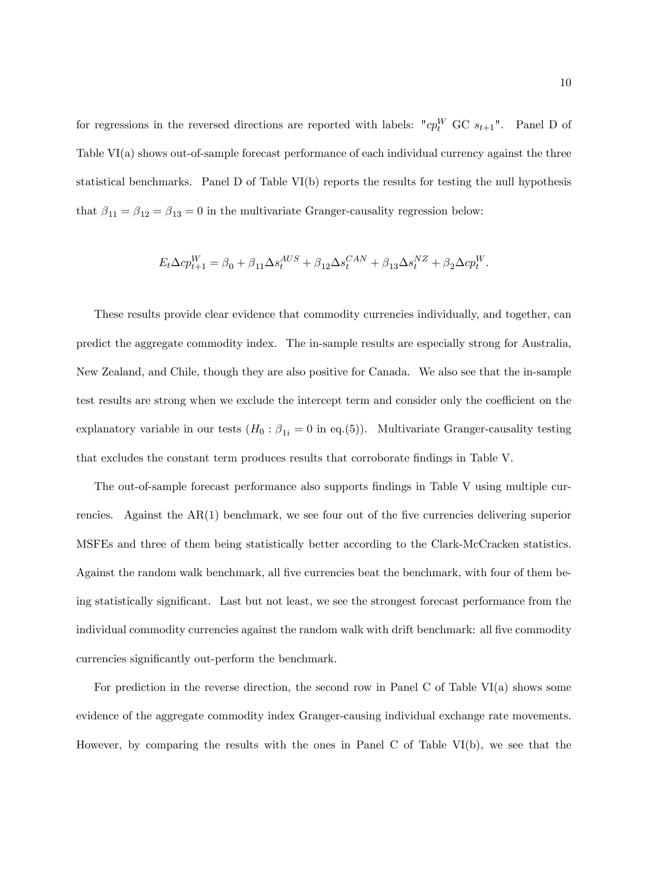for regressions in the reversed directions are reported with labels: "$cp_t^W$ GC $s_{t+1}$". Panel D of Table VI(a) shows out-of-sample forecast performance of each individual currency against the three statistical benchmarks. Panel D of Table VI(b) reports the results for testing the null hypothesis that $\beta_{11} = \beta_{12} = \beta_{13} = 0$ in the multivariate Granger-causality regression below:

$$E_t \Delta cp_{t+1}^W = \beta_0 + \beta_{11} \Delta s_t^{AUS} + \beta_{12} \Delta s_t^{CAN} + \beta_{13} \Delta s_t^{NZ} + \beta_2 \Delta cp_t^W.$$

These results provide clear evidence that commodity currencies individually, and together, can predict the aggregate commodity index. The in-sample results are especially strong for Australia, New Zealand, and Chile, though they are also positive for Canada. We also see that the in-sample test results are strong when we exclude the intercept term and consider only the coefficient on the explanatory variable in our tests ($H_0 : \beta_{1i} = 0$ in eq.(5)). Multivariate Granger-causality testing that excludes the constant term produces results that corroborate findings in Table V.

The out-of-sample forecast performance also supports findings in Table V using multiple currencies. Against the AR(1) benchmark, we see four out of the five currencies delivering superior MSFEs and three of them being statistically better according to the Clark-McCracken statistics. Against the random walk benchmark, all five currencies beat the benchmark, with four of them being statistically significant. Last but not least, we see the strongest forecast performance from the individual commodity currencies against the random walk with drift benchmark: all five commodity currencies significantly out-perform the benchmark.

For prediction in the reverse direction, the second row in Panel C of Table VI(a) shows some evidence of the aggregate commodity index Granger-causing individual exchange rate movements. However, by comparing the results with the ones in Panel C of Table VI(b), we see that the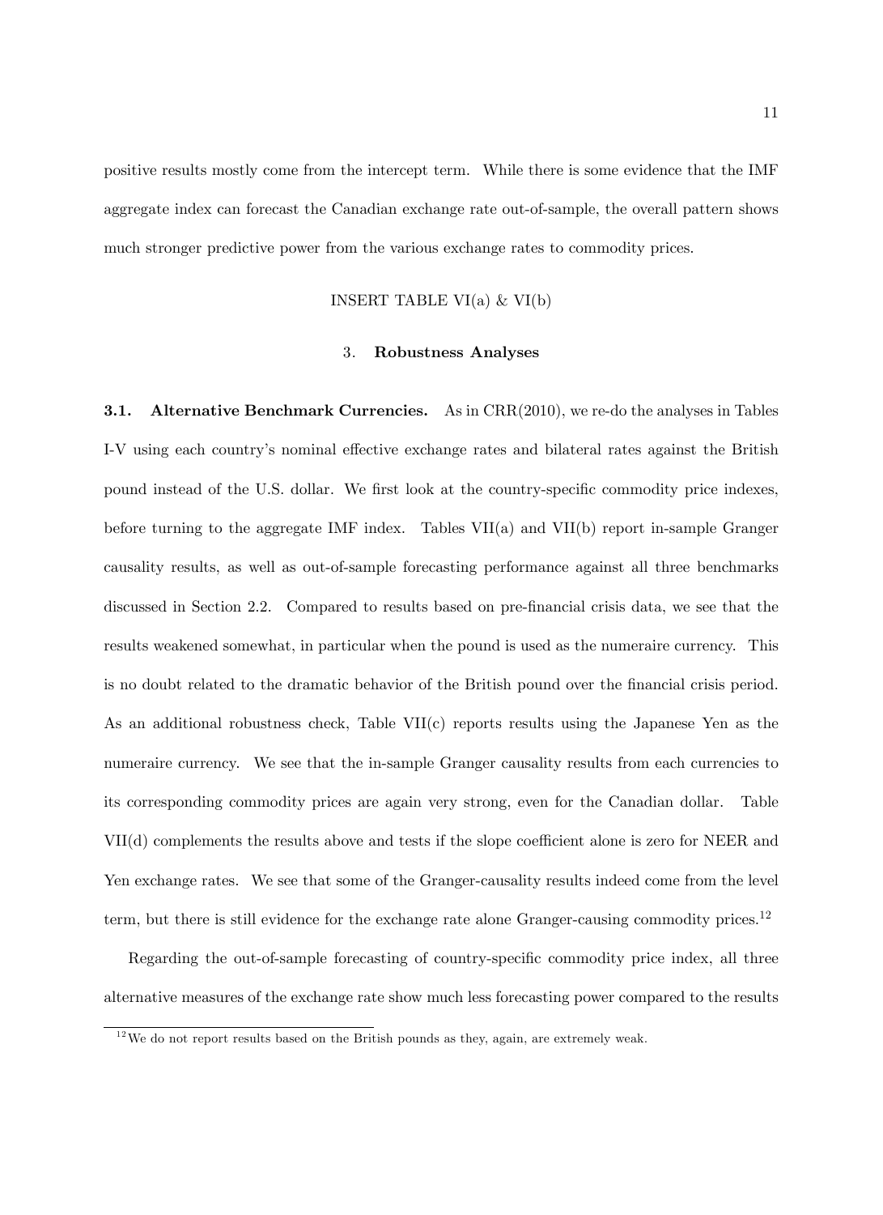positive results mostly come from the intercept term. While there is some evidence that the IMF aggregate index can forecast the Canadian exchange rate out-of-sample, the overall pattern shows much stronger predictive power from the various exchange rates to commodity prices.

INSERT TABLE VI(a) & VI(b)

## 3. **Robustness Analyses**

**3.1. Alternative Benchmark Currencies.** As in CRR(2010), we re-do the analyses in Tables I-V using each country's nominal effective exchange rates and bilateral rates against the British pound instead of the U.S. dollar. We first look at the country-specific commodity price indexes, before turning to the aggregate IMF index. Tables VII(a) and VII(b) report in-sample Granger causality results, as well as out-of-sample forecasting performance against all three benchmarks discussed in Section 2.2. Compared to results based on pre-financial crisis data, we see that the results weakened somewhat, in particular when the pound is used as the numeraire currency. This is no doubt related to the dramatic behavior of the British pound over the financial crisis period. As an additional robustness check, Table VII(c) reports results using the Japanese Yen as the numeraire currency. We see that the in-sample Granger causality results from each currencies to its corresponding commodity prices are again very strong, even for the Canadian dollar. Table VII(d) complements the results above and tests if the slope coefficient alone is zero for NEER and Yen exchange rates. We see that some of the Granger-causality results indeed come from the level term, but there is still evidence for the exchange rate alone Granger-causing commodity prices.[12]

Regarding the out-of-sample forecasting of country-specific commodity price index, all three alternative measures of the exchange rate show much less forecasting power compared to the results

[12] We do not report results based on the British pounds as they, again, are extremely weak.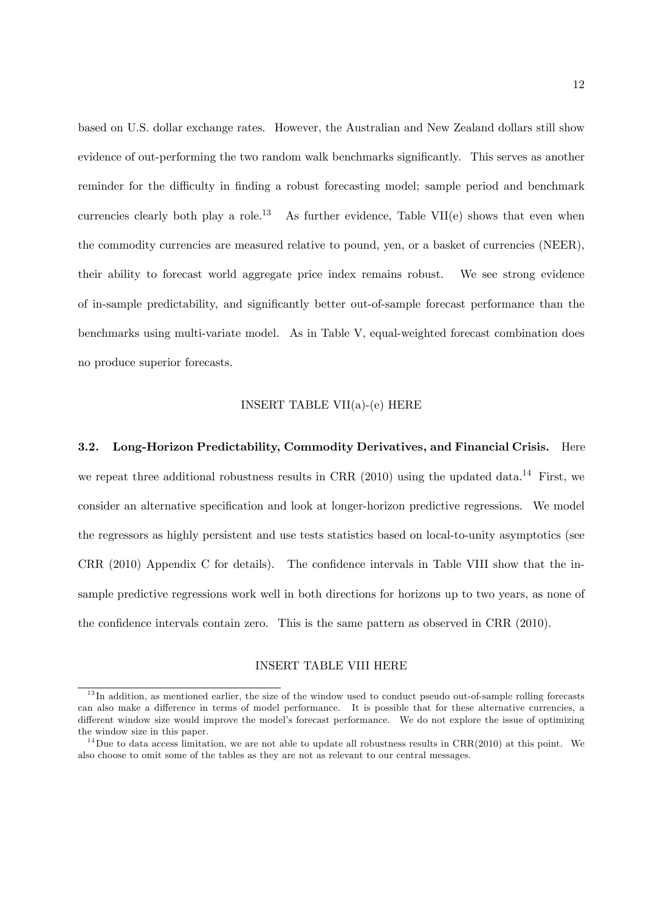based on U.S. dollar exchange rates. However, the Australian and New Zealand dollars still show evidence of out-performing the two random walk benchmarks significantly. This serves as another reminder for the difficulty in finding a robust forecasting model; sample period and benchmark currencies clearly both play a role.[13] As further evidence, Table VII(e) shows that even when the commodity currencies are measured relative to pound, yen, or a basket of currencies (NEER), their ability to forecast world aggregate price index remains robust. We see strong evidence of in-sample predictability, and significantly better out-of-sample forecast performance than the benchmarks using multi-variate model. As in Table V, equal-weighted forecast combination does no produce superior forecasts.

INSERT TABLE VII(a)-(e) HERE

**3.2. Long-Horizon Predictability, Commodity Derivatives, and Financial Crisis.** Here we repeat three additional robustness results in CRR (2010) using the updated data.[14] First, we consider an alternative specification and look at longer-horizon predictive regressions. We model the regressors as highly persistent and use tests statistics based on local-to-unity asymptotics (see CRR (2010) Appendix C for details). The confidence intervals in Table VIII show that the in-sample predictive regressions work well in both directions for horizons up to two years, as none of the confidence intervals contain zero. This is the same pattern as observed in CRR (2010).

INSERT TABLE VIII HERE

[13] In addition, as mentioned earlier, the size of the window used to conduct pseudo out-of-sample rolling forecasts can also make a difference in terms of model performance. It is possible that for these alternative currencies, a different window size would improve the model's forecast performance. We do not explore the issue of optimizing the window size in this paper.

[14] Due to data access limitation, we are not able to update all robustness results in CRR(2010) at this point. We also choose to omit some of the tables as they are not as relevant to our central messages.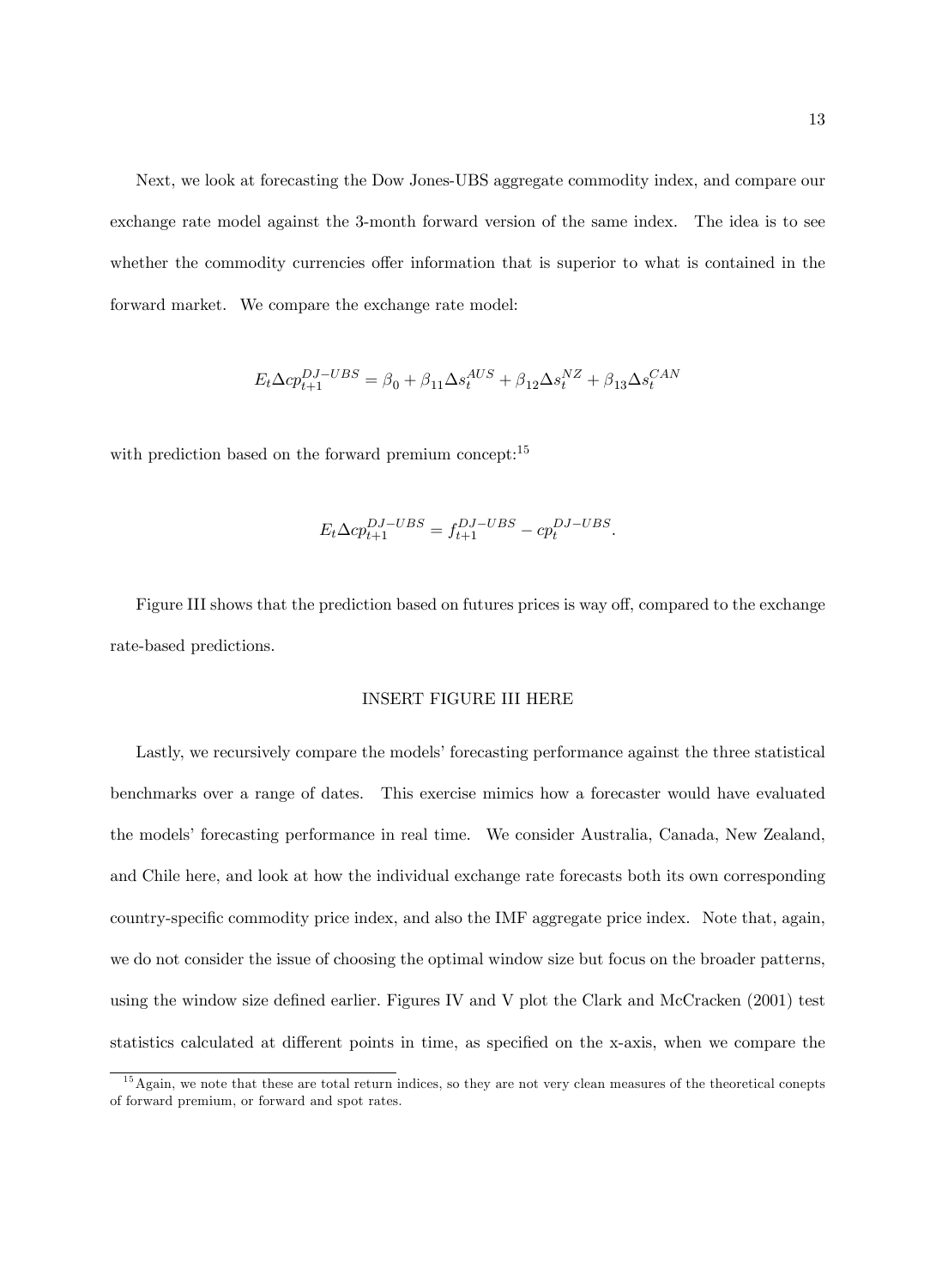Next, we look at forecasting the Dow Jones-UBS aggregate commodity index, and compare our exchange rate model against the 3-month forward version of the same index. The idea is to see whether the commodity currencies offer information that is superior to what is contained in the forward market. We compare the exchange rate model:

$$E_t \Delta cp_{t+1}^{DJ-UBS} = \beta_0 + \beta_{11} \Delta s_t^{AUS} + \beta_{12} \Delta s_t^{NZ} + \beta_{13} \Delta s_t^{CAN}$$

with prediction based on the forward premium concept:[15]

$$E_t \Delta cp_{t+1}^{DJ-UBS} = f_{t+1}^{DJ-UBS} - cp_t^{DJ-UBS}.$$

Figure III shows that the prediction based on futures prices is way off, compared to the exchange rate-based predictions.

INSERT FIGURE III HERE

Lastly, we recursively compare the models' forecasting performance against the three statistical benchmarks over a range of dates. This exercise mimics how a forecaster would have evaluated the models' forecasting performance in real time. We consider Australia, Canada, New Zealand, and Chile here, and look at how the individual exchange rate forecasts both its own corresponding country-specific commodity price index, and also the IMF aggregate price index. Note that, again, we do not consider the issue of choosing the optimal window size but focus on the broader patterns, using the window size defined earlier. Figures IV and V plot the Clark and McCracken (2001) test statistics calculated at different points in time, as specified on the x-axis, when we compare the

[15] Again, we note that these are total return indices, so they are not very clean measures of the theoretical conepts of forward premium, or forward and spot rates.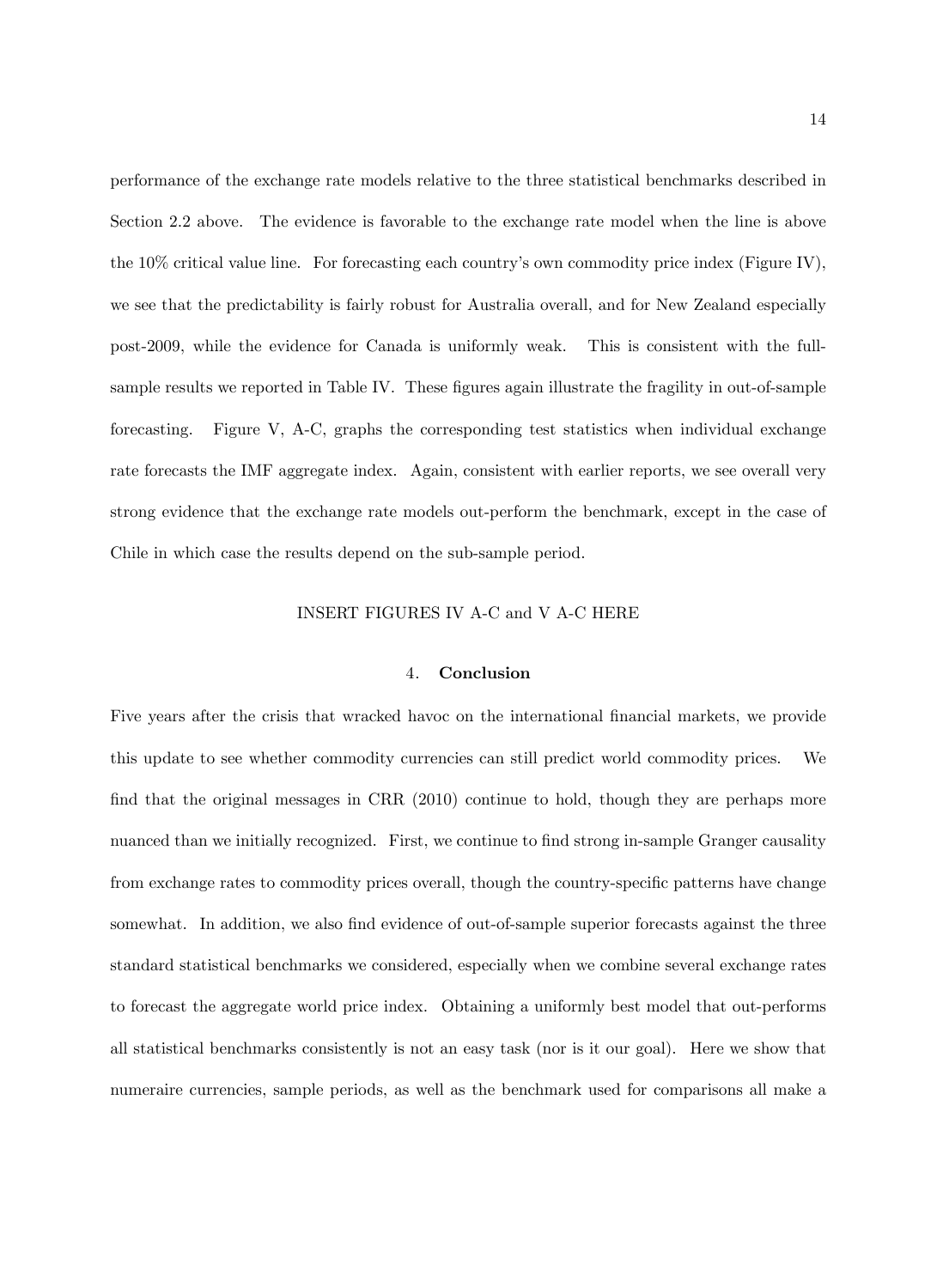performance of the exchange rate models relative to the three statistical benchmarks described in Section 2.2 above. The evidence is favorable to the exchange rate model when the line is above the 10% critical value line. For forecasting each country's own commodity price index (Figure IV), we see that the predictability is fairly robust for Australia overall, and for New Zealand especially post-2009, while the evidence for Canada is uniformly weak. This is consistent with the full-sample results we reported in Table IV. These figures again illustrate the fragility in out-of-sample forecasting. Figure V, A-C, graphs the corresponding test statistics when individual exchange rate forecasts the IMF aggregate index. Again, consistent with earlier reports, we see overall very strong evidence that the exchange rate models out-perform the benchmark, except in the case of Chile in which case the results depend on the sub-sample period.

INSERT FIGURES IV A-C and V A-C HERE

## 4. **Conclusion**

Five years after the crisis that wracked havoc on the international financial markets, we provide this update to see whether commodity currencies can still predict world commodity prices. We find that the original messages in CRR (2010) continue to hold, though they are perhaps more nuanced than we initially recognized. First, we continue to find strong in-sample Granger causality from exchange rates to commodity prices overall, though the country-specific patterns have change somewhat. In addition, we also find evidence of out-of-sample superior forecasts against the three standard statistical benchmarks we considered, especially when we combine several exchange rates to forecast the aggregate world price index. Obtaining a uniformly best model that out-performs all statistical benchmarks consistently is not an easy task (nor is it our goal). Here we show that numeraire currencies, sample periods, as well as the benchmark used for comparisons all make a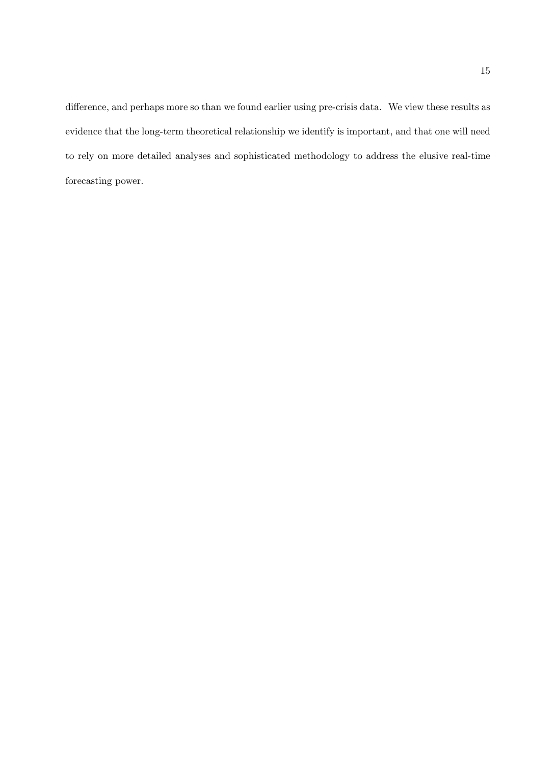difference, and perhaps more so than we found earlier using pre-crisis data. We view these results as evidence that the long-term theoretical relationship we identify is important, and that one will need to rely on more detailed analyses and sophisticated methodology to address the elusive real-time forecasting power.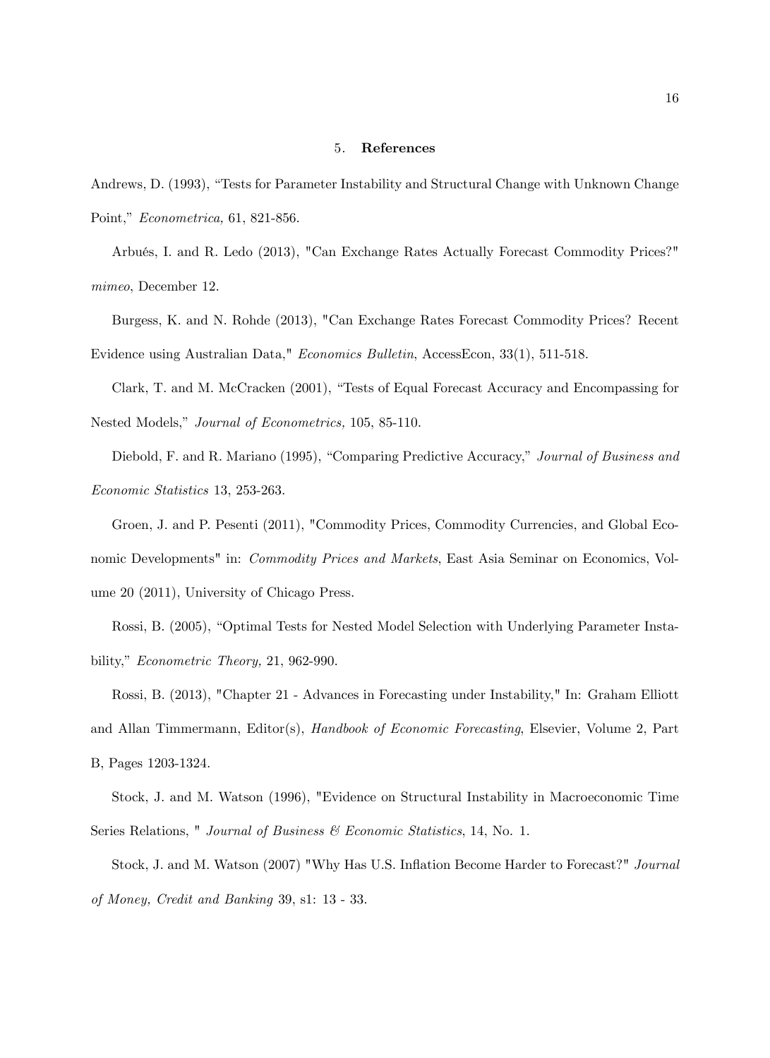## 5. References

Andrews, D. (1993), "Tests for Parameter Instability and Structural Change with Unknown Change Point," *Econometrica,* 61, 821-856.

Arbués, I. and R. Ledo (2013), "Can Exchange Rates Actually Forecast Commodity Prices?" *mimeo*, December 12.

Burgess, K. and N. Rohde (2013), "Can Exchange Rates Forecast Commodity Prices? Recent Evidence using Australian Data," *Economics Bulletin*, AccessEcon, 33(1), 511-518.

Clark, T. and M. McCracken (2001), "Tests of Equal Forecast Accuracy and Encompassing for Nested Models," *Journal of Econometrics,* 105, 85-110.

Diebold, F. and R. Mariano (1995), "Comparing Predictive Accuracy," *Journal of Business and Economic Statistics* 13, 253-263.

Groen, J. and P. Pesenti (2011), "Commodity Prices, Commodity Currencies, and Global Economic Developments" in: *Commodity Prices and Markets*, East Asia Seminar on Economics, Volume 20 (2011), University of Chicago Press.

Rossi, B. (2005), "Optimal Tests for Nested Model Selection with Underlying Parameter Instability," *Econometric Theory,* 21, 962-990.

Rossi, B. (2013), "Chapter 21 - Advances in Forecasting under Instability," In: Graham Elliott and Allan Timmermann, Editor(s), *Handbook of Economic Forecasting*, Elsevier, Volume 2, Part B, Pages 1203-1324.

Stock, J. and M. Watson (1996), "Evidence on Structural Instability in Macroeconomic Time Series Relations, " *Journal of Business & Economic Statistics*, 14, No. 1.

Stock, J. and M. Watson (2007) "Why Has U.S. Inflation Become Harder to Forecast?" *Journal of Money, Credit and Banking* 39, s1: 13 - 33.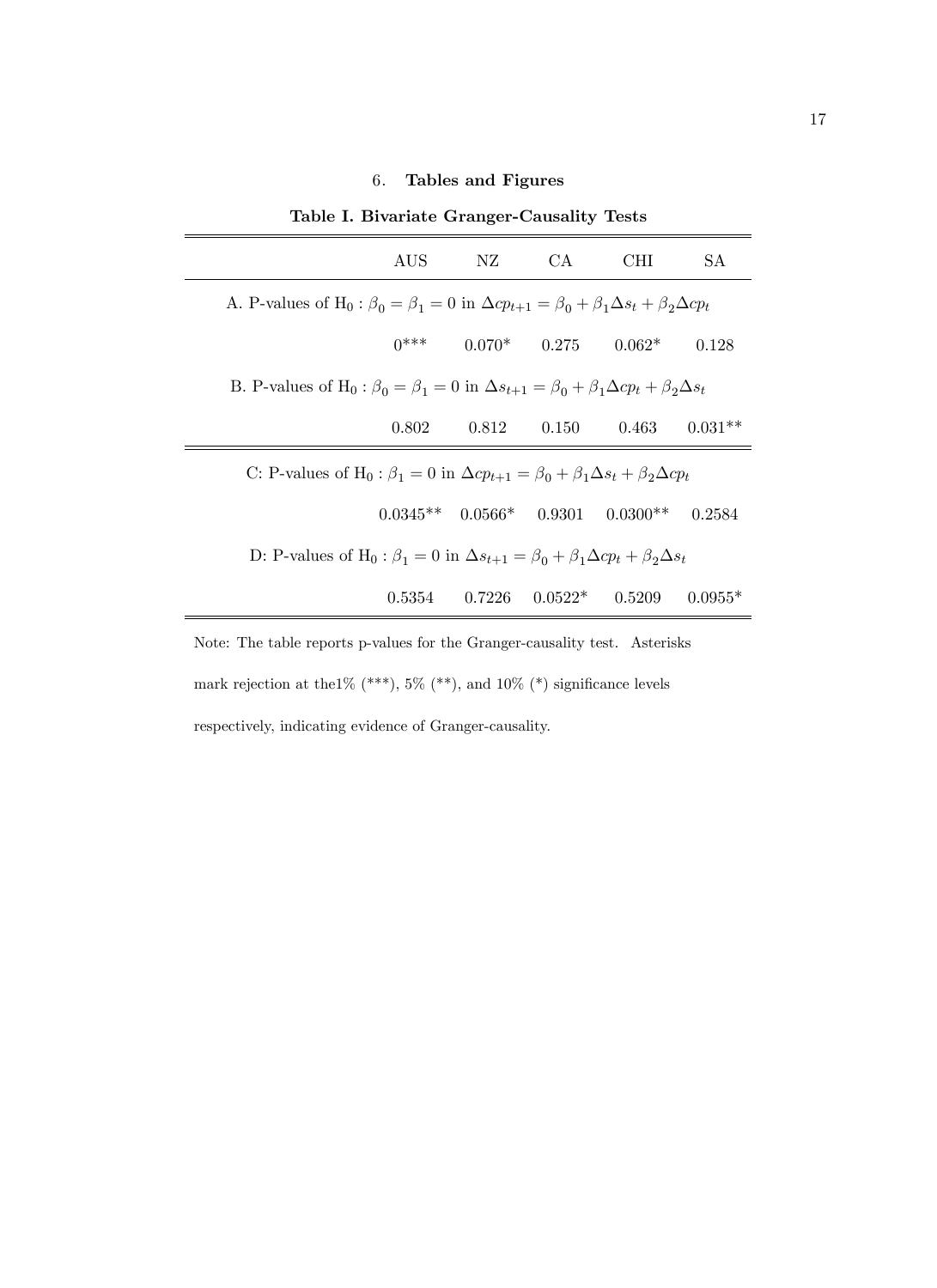## 6. **Tables and Figures**

**Table I. Bivariate Granger-Causality Tests**

| | AUS | NZ | CA | CHI | SA |
|---|---|---|---|---|---|
| A. P-values of $H_0 : \beta_0 = \beta_1 = 0$ in $\Delta cp_{t+1} = \beta_0 + \beta_1 \Delta s_t + \beta_2 \Delta cp_t$ | | | | | |
| | 0*** | 0.070* | 0.275 | 0.062* | 0.128 |
| B. P-values of $H_0 : \beta_0 = \beta_1 = 0$ in $\Delta s_{t+1} = \beta_0 + \beta_1 \Delta cp_t + \beta_2 \Delta s_t$ | | | | | |
| | 0.802 | 0.812 | 0.150 | 0.463 | 0.031** |
| C: P-values of $H_0 : \beta_1 = 0$ in $\Delta cp_{t+1} = \beta_0 + \beta_1 \Delta s_t + \beta_2 \Delta cp_t$ | | | | | |
| | 0.0345** | 0.0566* | 0.9301 | 0.0300** | 0.2584 |
| D: P-values of $H_0 : \beta_1 = 0$ in $\Delta s_{t+1} = \beta_0 + \beta_1 \Delta cp_t + \beta_2 \Delta s_t$ | | | | | |
| | 0.5354 | 0.7226 | 0.0522* | 0.5209 | 0.0955* |

Note: The table reports p-values for the Granger-causality test. Asterisks mark rejection at the1% (***), 5% (**), and 10% (*) significance levels respectively, indicating evidence of Granger-causality.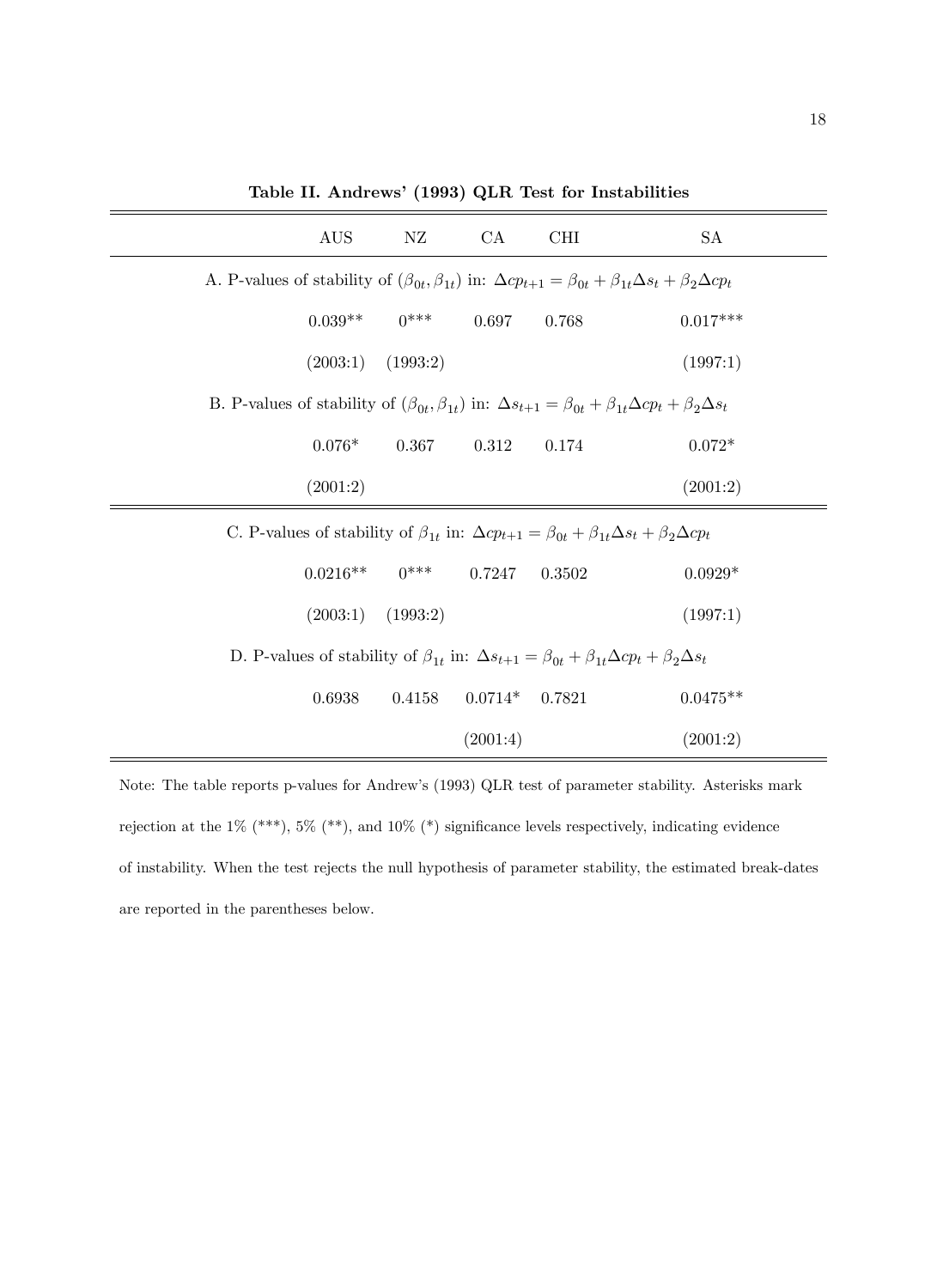**Table II. Andrews' (1993) QLR Test for Instabilities**

| | AUS | NZ | CA | CHI | SA |
|---|---|---|---|---|---|
| A. P-values of stability of $(\beta_{0t}, \beta_{1t})$ in: $\Delta cp_{t+1} = \beta_{0t} + \beta_{1t}\Delta s_t + \beta_2 \Delta cp_t$ | | | | | |
| | 0.039** | 0*** | 0.697 | 0.768 | 0.017*** |
| | (2003:1) | (1993:2) | | | (1997:1) |
| B. P-values of stability of $(\beta_{0t}, \beta_{1t})$ in: $\Delta s_{t+1} = \beta_{0t} + \beta_{1t}\Delta cp_t + \beta_2 \Delta s_t$ | | | | | |
| | 0.076* | 0.367 | 0.312 | 0.174 | 0.072* |
| | (2001:2) | | | | (2001:2) |
| C. P-values of stability of $\beta_{1t}$ in: $\Delta cp_{t+1} = \beta_{0t} + \beta_{1t}\Delta s_t + \beta_2 \Delta cp_t$ | | | | | |
| | 0.0216** | 0*** | 0.7247 | 0.3502 | 0.0929* |
| | (2003:1) | (1993:2) | | | (1997:1) |
| D. P-values of stability of $\beta_{1t}$ in: $\Delta s_{t+1} = \beta_{0t} + \beta_{1t}\Delta cp_t + \beta_2 \Delta s_t$ | | | | | |
| | 0.6938 | 0.4158 | 0.0714* | 0.7821 | 0.0475** |
| | | | (2001:4) | | (2001:2) |

Note: The table reports p-values for Andrew's (1993) QLR test of parameter stability. Asterisks mark rejection at the 1% (***), 5% (**), and 10% (*) significance levels respectively, indicating evidence of instability. When the test rejects the null hypothesis of parameter stability, the estimated break-dates are reported in the parentheses below.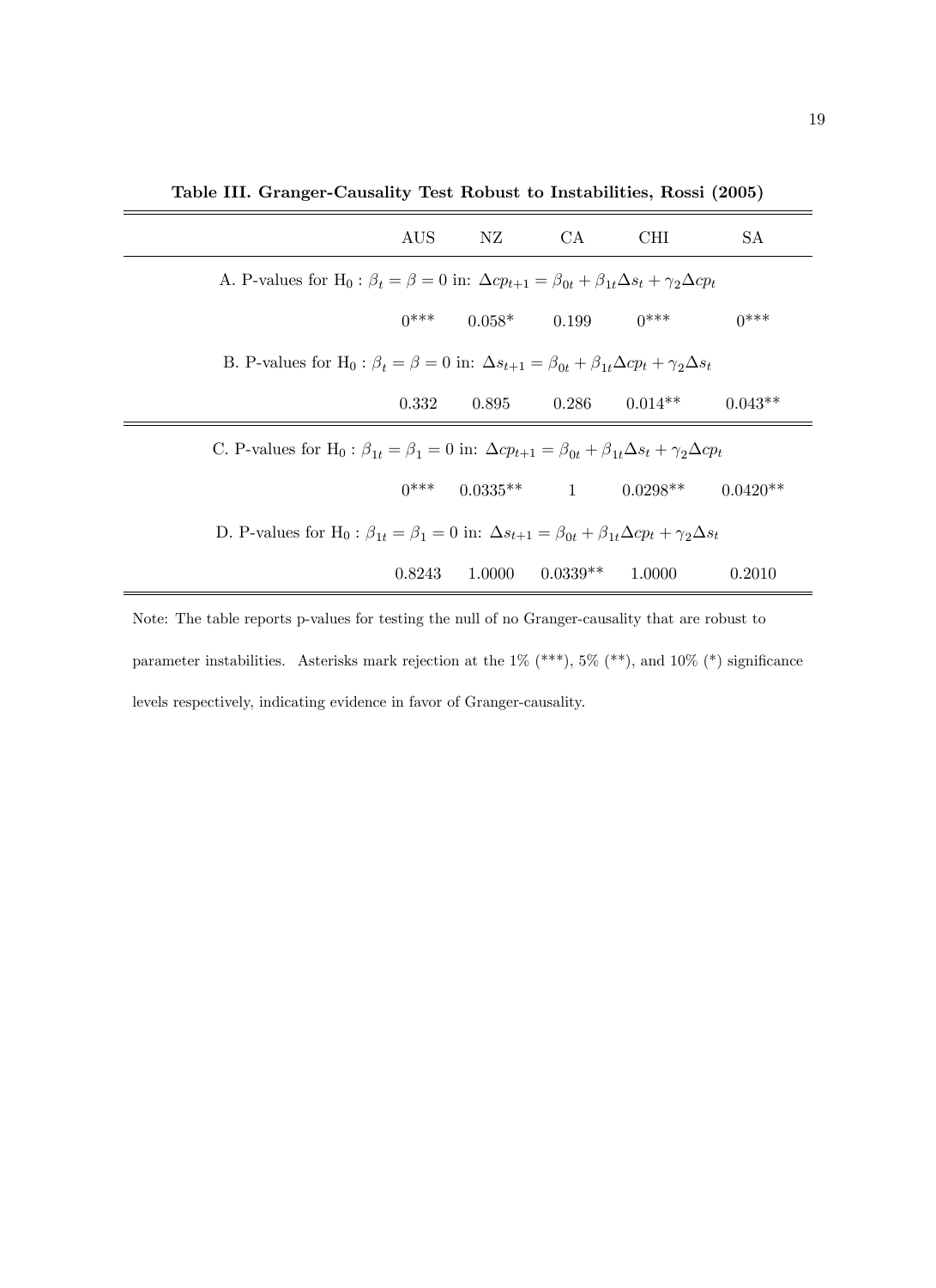**Table III. Granger-Causality Test Robust to Instabilities, Rossi (2005)**

| | AUS | NZ | CA | CHI | SA |
|---|---|---|---|---|---|
| A. P-values for $\mathrm{H}_0 : \beta_t = \beta = 0$ in: $\Delta cp_{t+1} = \beta_{0t} + \beta_{1t}\Delta s_t + \gamma_2 \Delta cp_t$ | | | | | |
| | 0*** | 0.058* | 0.199 | 0*** | 0*** |
| B. P-values for $\mathrm{H}_0 : \beta_t = \beta = 0$ in: $\Delta s_{t+1} = \beta_{0t} + \beta_{1t}\Delta cp_t + \gamma_2 \Delta s_t$ | | | | | |
| | 0.332 | 0.895 | 0.286 | 0.014** | 0.043** |
| C. P-values for $\mathrm{H}_0 : \beta_{1t} = \beta_1 = 0$ in: $\Delta cp_{t+1} = \beta_{0t} + \beta_{1t}\Delta s_t + \gamma_2 \Delta cp_t$ | | | | | |
| | 0*** | 0.0335** | 1 | 0.0298** | 0.0420** |
| D. P-values for $\mathrm{H}_0 : \beta_{1t} = \beta_1 = 0$ in: $\Delta s_{t+1} = \beta_{0t} + \beta_{1t}\Delta cp_t + \gamma_2 \Delta s_t$ | | | | | |
| | 0.8243 | 1.0000 | 0.0339** | 1.0000 | 0.2010 |

Note: The table reports p-values for testing the null of no Granger-causality that are robust to parameter instabilities. Asterisks mark rejection at the 1% (***), 5% (**), and 10% (*) significance levels respectively, indicating evidence in favor of Granger-causality.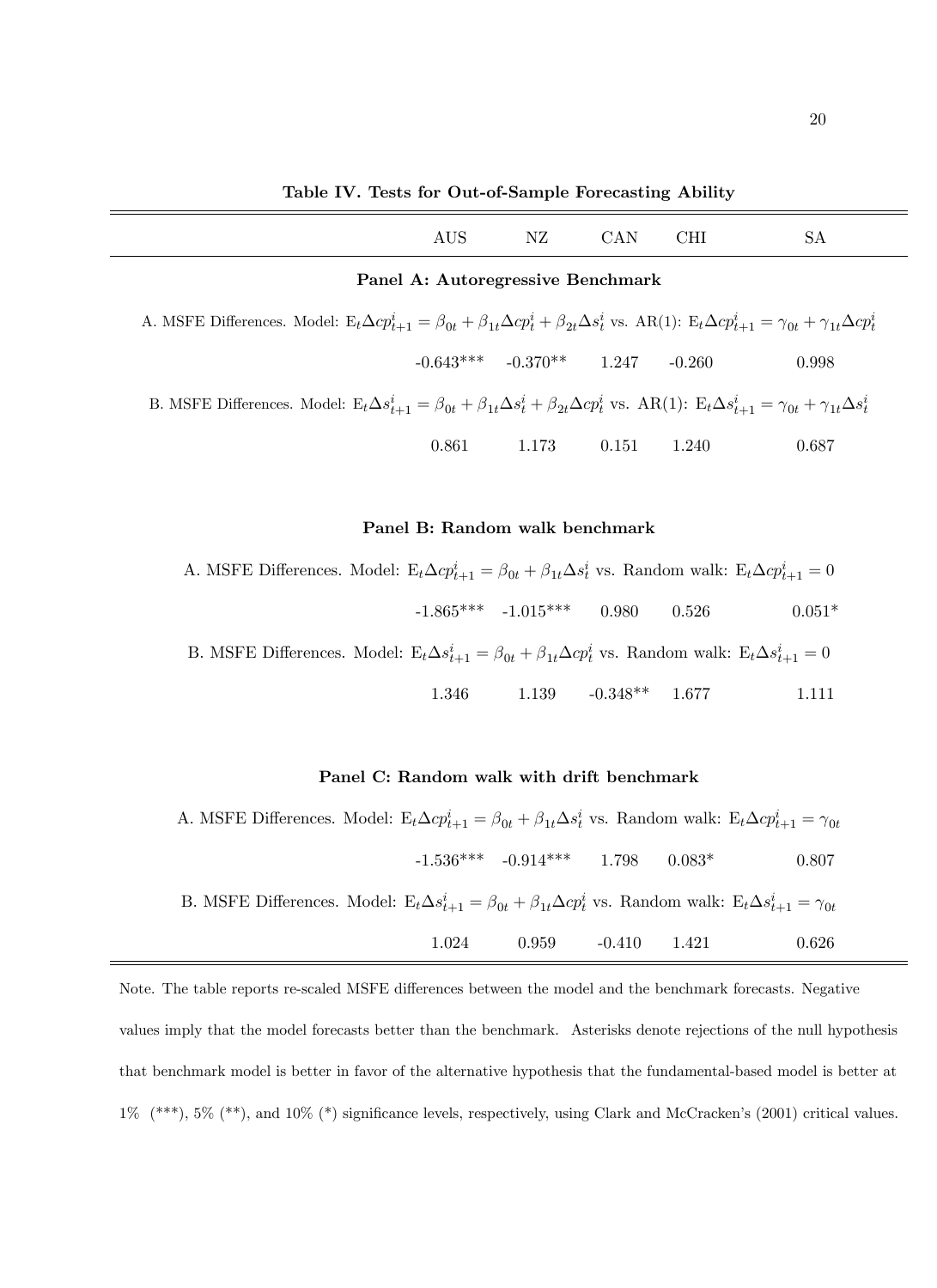**Table IV. Tests for Out-of-Sample Forecasting Ability**

| | AUS | NZ | CAN | CHI | SA |
|---|---|---|---|---|---|
| **Panel A: Autoregressive Benchmark** | | | | | |
| A. MSFE Differences. Model: $E_t \Delta cp^i_{t+1} = \beta_{0t} + \beta_{1t}\Delta cp^i_t + \beta_{2t}\Delta s^i_t$ vs. AR(1): $E_t \Delta cp^i_{t+1} = \gamma_{0t} + \gamma_{1t}\Delta cp^i_t$ | | | | | |
| | -0.643*** | -0.370** | 1.247 | -0.260 | 0.998 |
| B. MSFE Differences. Model: $E_t \Delta s^i_{t+1} = \beta_{0t} + \beta_{1t}\Delta s^i_t + \beta_{2t}\Delta cp^i_t$ vs. AR(1): $E_t \Delta s^i_{t+1} = \gamma_{0t} + \gamma_{1t}\Delta s^i_t$ | | | | | |
| | 0.861 | 1.173 | 0.151 | 1.240 | 0.687 |
| **Panel B: Random walk benchmark** | | | | | |
| A. MSFE Differences. Model: $E_t \Delta cp^i_{t+1} = \beta_{0t} + \beta_{1t}\Delta s^i_t$ vs. Random walk: $E_t \Delta cp^i_{t+1} = 0$ | | | | | |
| | -1.865*** | -1.015*** | 0.980 | 0.526 | 0.051* |
| B. MSFE Differences. Model: $E_t \Delta s^i_{t+1} = \beta_{0t} + \beta_{1t}\Delta cp^i_t$ vs. Random walk: $E_t \Delta s^i_{t+1} = 0$ | | | | | |
| | 1.346 | 1.139 | -0.348** | 1.677 | 1.111 |
| **Panel C: Random walk with drift benchmark** | | | | | |
| A. MSFE Differences. Model: $E_t \Delta cp^i_{t+1} = \beta_{0t} + \beta_{1t}\Delta s^i_t$ vs. Random walk: $E_t \Delta cp^i_{t+1} = \gamma_{0t}$ | | | | | |
| | -1.536*** | -0.914*** | 1.798 | 0.083* | 0.807 |
| B. MSFE Differences. Model: $E_t \Delta s^i_{t+1} = \beta_{0t} + \beta_{1t}\Delta cp^i_t$ vs. Random walk: $E_t \Delta s^i_{t+1} = \gamma_{0t}$ | | | | | |
| | 1.024 | 0.959 | -0.410 | 1.421 | 0.626 |

Note. The table reports re-scaled MSFE differences between the model and the benchmark forecasts. Negative values imply that the model forecasts better than the benchmark. Asterisks denote rejections of the null hypothesis that benchmark model is better in favor of the alternative hypothesis that the fundamental-based model is better at 1% (***), 5% (**), and 10% (*) significance levels, respectively, using Clark and McCracken's (2001) critical values.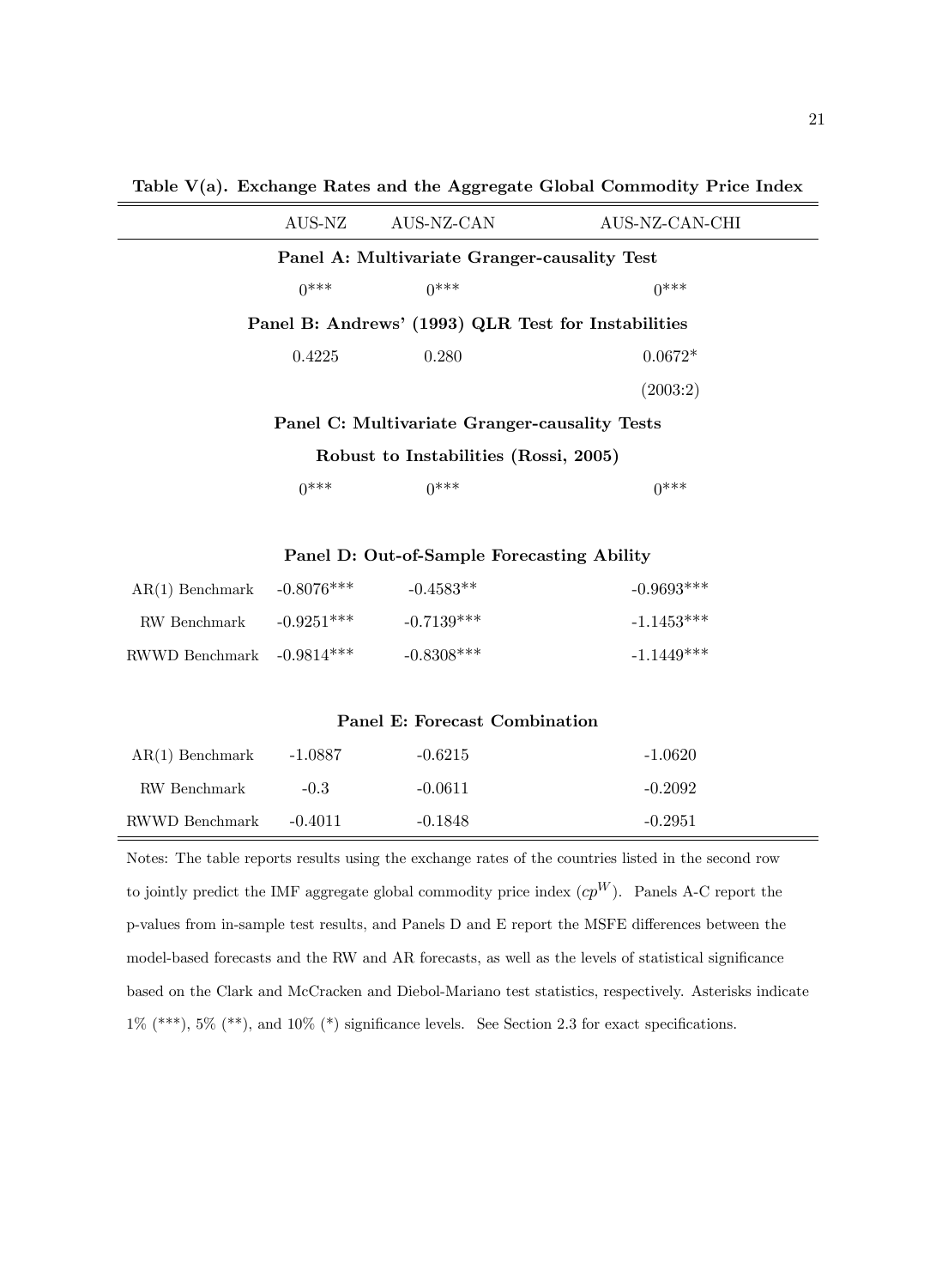**Table V(a). Exchange Rates and the Aggregate Global Commodity Price Index**

| | AUS-NZ | AUS-NZ-CAN | AUS-NZ-CAN-CHI |
|---|---|---|---|
| **Panel A: Multivariate Granger-causality Test** | | | |
| | 0*** | 0*** | 0*** |
| **Panel B: Andrews' (1993) QLR Test for Instabilities** | | | |
| | 0.4225 | 0.280 | 0.0672* |
| | | | (2003:2) |
| **Panel C: Multivariate Granger-causality Tests Robust to Instabilities (Rossi, 2005)** | | | |
| | 0*** | 0*** | 0*** |
| **Panel D: Out-of-Sample Forecasting Ability** | | | |
| AR(1) Benchmark | -0.8076*** | -0.4583** | -0.9693*** |
| RW Benchmark | -0.9251*** | -0.7139*** | -1.1453*** |
| RWWD Benchmark | -0.9814*** | -0.8308*** | -1.1449*** |
| **Panel E: Forecast Combination** | | | |
| AR(1) Benchmark | -1.0887 | -0.6215 | -1.0620 |
| RW Benchmark | -0.3 | -0.0611 | -0.2092 |
| RWWD Benchmark | -0.4011 | -0.1848 | -0.2951 |

Notes: The table reports results using the exchange rates of the countries listed in the second row to jointly predict the IMF aggregate global commodity price index ($cp^W$). Panels A-C report the p-values from in-sample test results, and Panels D and E report the MSFE differences between the model-based forecasts and the RW and AR forecasts, as well as the levels of statistical significance based on the Clark and McCracken and Diebol-Mariano test statistics, respectively. Asterisks indicate 1% (***), 5% (**), and 10% (*) significance levels. See Section 2.3 for exact specifications.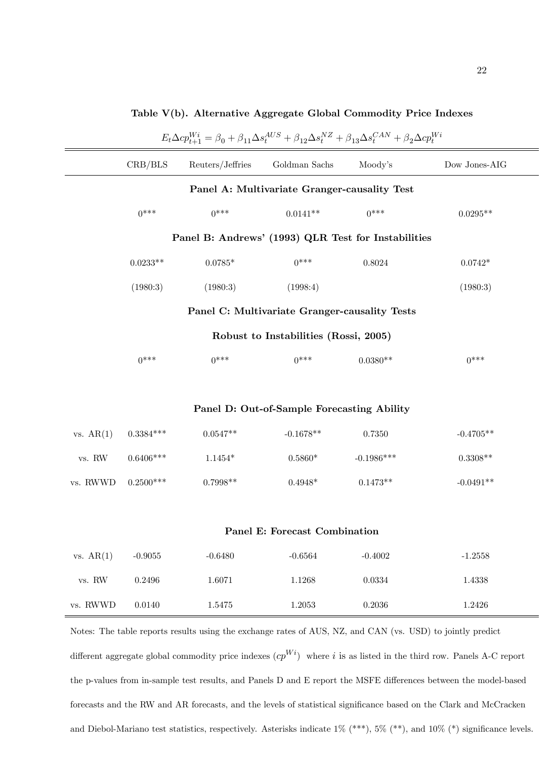**Table V(b). Alternative Aggregate Global Commodity Price Indexes**

$$E_t \Delta cp_{t+1}^{Wi} = \beta_0 + \beta_{11}\Delta s_t^{AUS} + \beta_{12}\Delta s_t^{NZ} + \beta_{13}\Delta s_t^{CAN} + \beta_2 \Delta cp_t^{Wi}$$

| | CRB/BLS | Reuters/Jeffries | Goldman Sachs | Moody's | Dow Jones-AIG |
|---|---|---|---|---|---|
| **Panel A: Multivariate Granger-causality Test** | | | | | |
| | 0*** | 0*** | 0.0141** | 0*** | 0.0295** |
| **Panel B: Andrews' (1993) QLR Test for Instabilities** | | | | | |
| | 0.0233** | 0.0785* | 0*** | 0.8024 | 0.0742* |
| | (1980:3) | (1980:3) | (1998:4) | | (1980:3) |
| **Panel C: Multivariate Granger-causality Tests Robust to Instabilities (Rossi, 2005)** | | | | | |
| | 0*** | 0*** | 0*** | 0.0380** | 0*** |
| **Panel D: Out-of-Sample Forecasting Ability** | | | | | |
| vs. AR(1) | 0.3384*** | 0.0547** | -0.1678** | 0.7350 | -0.4705** |
| vs. RW | 0.6406*** | 1.1454* | 0.5860* | -0.1986*** | 0.3308** |
| vs. RWWD | 0.2500*** | 0.7998** | 0.4948* | 0.1473** | -0.0491** |
| **Panel E: Forecast Combination** | | | | | |
| vs. AR(1) | -0.9055 | -0.6480 | -0.6564 | -0.4002 | -1.2558 |
| vs. RW | 0.2496 | 1.6071 | 1.1268 | 0.0334 | 1.4338 |
| vs. RWWD | 0.0140 | 1.5475 | 1.2053 | 0.2036 | 1.2426 |

Notes: The table reports results using the exchange rates of AUS, NZ, and CAN (vs. USD) to jointly predict different aggregate global commodity price indexes ($cp^{Wi}$) where $i$ is as listed in the third row. Panels A-C report the p-values from in-sample test results, and Panels D and E report the MSFE differences between the model-based forecasts and the RW and AR forecasts, and the levels of statistical significance based on the Clark and McCracken and Diebol-Mariano test statistics, respectively. Asterisks indicate 1% (***), 5% (**), and 10% (*) significance levels.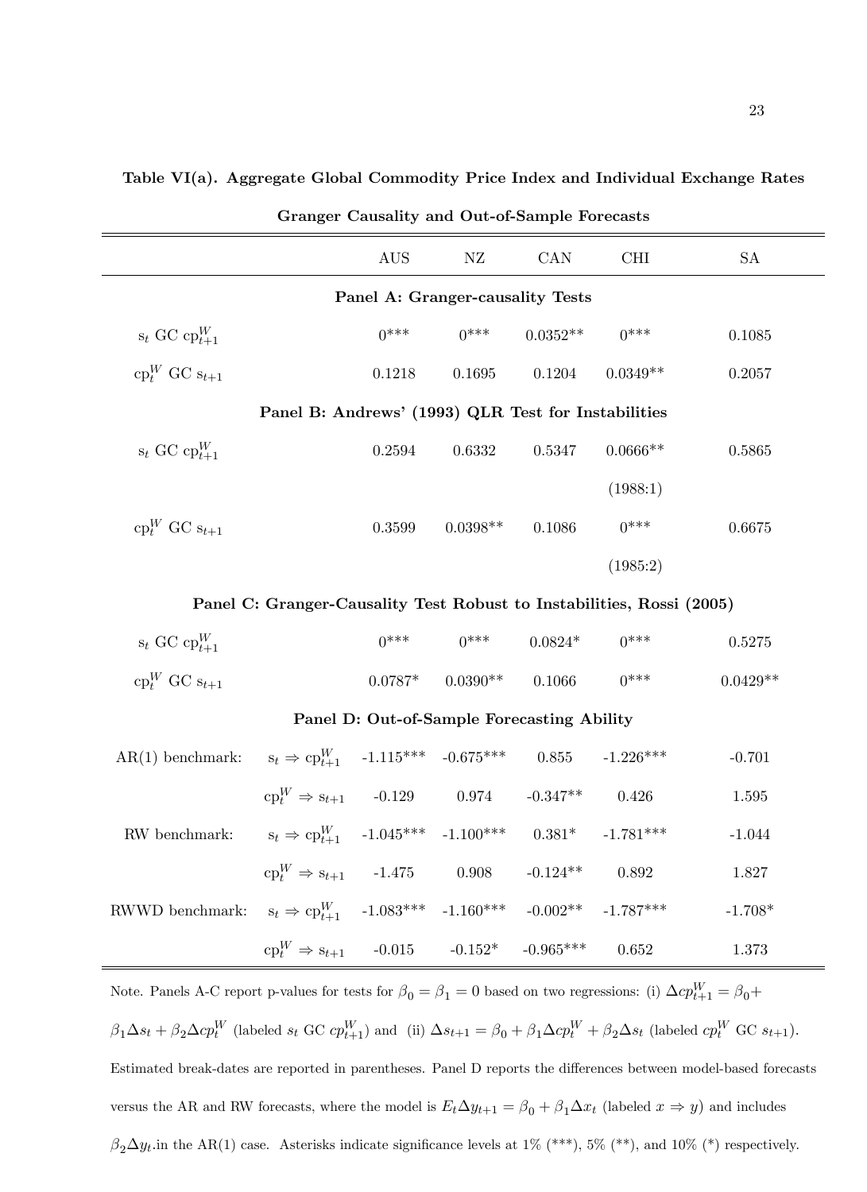**Table VI(a). Aggregate Global Commodity Price Index and Individual Exchange Rates**

**Granger Causality and Out-of-Sample Forecasts**

| | | AUS | NZ | CAN | CHI | SA |
|---|---|---|---|---|---|---|
| **Panel A: Granger-causality Tests** | | | | | | |
| $s_t$ GC $cp^W_{t+1}$ | | 0*** | 0*** | 0.0352** | 0*** | 0.1085 |
| $cp^W_t$ GC $s_{t+1}$ | | 0.1218 | 0.1695 | 0.1204 | 0.0349** | 0.2057 |
| **Panel B: Andrews' (1993) QLR Test for Instabilities** | | | | | | |
| $s_t$ GC $cp^W_{t+1}$ | | 0.2594 | 0.6332 | 0.5347 | 0.0666** | 0.5865 |
| | | | | | (1988:1) | |
| $cp^W_t$ GC $s_{t+1}$ | | 0.3599 | 0.0398** | 0.1086 | 0*** | 0.6675 |
| | | | | | (1985:2) | |
| **Panel C: Granger-Causality Test Robust to Instabilities, Rossi (2005)** | | | | | | |
| $s_t$ GC $cp^W_{t+1}$ | | 0*** | 0*** | 0.0824* | 0*** | 0.5275 |
| $cp^W_t$ GC $s_{t+1}$ | | 0.0787* | 0.0390** | 0.1066 | 0*** | 0.0429** |
| **Panel D: Out-of-Sample Forecasting Ability** | | | | | | |
| AR(1) benchmark: | $s_t \Rightarrow cp^W_{t+1}$ | -1.115*** | -0.675*** | 0.855 | -1.226*** | -0.701 |
| | $cp^W_t \Rightarrow s_{t+1}$ | -0.129 | 0.974 | -0.347** | 0.426 | 1.595 |
| RW benchmark: | $s_t \Rightarrow cp^W_{t+1}$ | -1.045*** | -1.100*** | 0.381* | -1.781*** | -1.044 |
| | $cp^W_t \Rightarrow s_{t+1}$ | -1.475 | 0.908 | -0.124** | 0.892 | 1.827 |
| RWWD benchmark: | $s_t \Rightarrow cp^W_{t+1}$ | -1.083*** | -1.160*** | -0.002** | -1.787*** | -1.708* |
| | $cp^W_t \Rightarrow s_{t+1}$ | -0.015 | -0.152* | -0.965*** | 0.652 | 1.373 |

Note. Panels A-C report p-values for tests for $\beta_0 = \beta_1 = 0$ based on two regressions: (i) $\Delta cp^W_{t+1} = \beta_0 + \beta_1 \Delta s_t + \beta_2 \Delta cp^W_t$ (labeled $s_t$ GC $cp^W_{t+1}$) and (ii) $\Delta s_{t+1} = \beta_0 + \beta_1 \Delta cp^W_t + \beta_2 \Delta s_t$ (labeled $cp^W_t$ GC $s_{t+1}$). Estimated break-dates are reported in parentheses. Panel D reports the differences between model-based forecasts versus the AR and RW forecasts, where the model is $E_t \Delta y_{t+1} = \beta_0 + \beta_1 \Delta x_t$ (labeled $x \Rightarrow y$) and includes $\beta_2 \Delta y_t$.in the AR(1) case. Asterisks indicate significance levels at 1% (***), 5% (**), and 10% (*) respectively.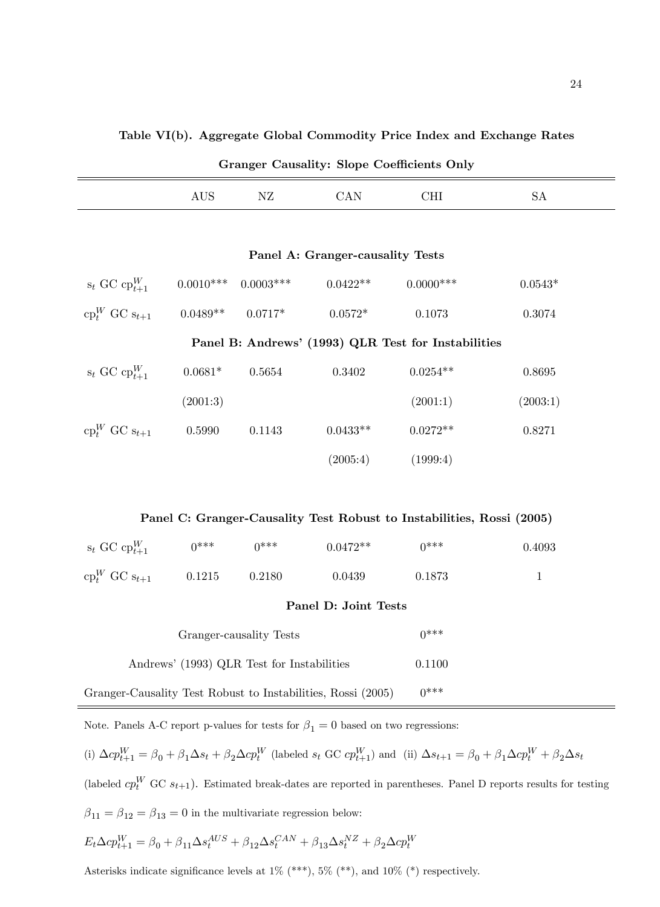**Table VI(b). Aggregate Global Commodity Price Index and Exchange Rates**

**Granger Causality: Slope Coefficients Only**

| | AUS | NZ | CAN | CHI | SA |
|---|---|---|---|---|---|
| **Panel A: Granger-causality Tests** | | | | | |
| $s_t$ GC $cp^W_{t+1}$ | 0.0010*** | 0.0003*** | 0.0422** | 0.0000*** | 0.0543* |
| $cp^W_t$ GC $s_{t+1}$ | 0.0489** | 0.0717* | 0.0572* | 0.1073 | 0.3074 |
| **Panel B: Andrews' (1993) QLR Test for Instabilities** | | | | | |
| $s_t$ GC $cp^W_{t+1}$ | 0.0681* | 0.5654 | 0.3402 | 0.0254** | 0.8695 |
| | (2001:3) | | | (2001:1) | (2003:1) |
| $cp^W_t$ GC $s_{t+1}$ | 0.5990 | 0.1143 | 0.0433** | 0.0272** | 0.8271 |
| | | | (2005:4) | (1999:4) | |
| **Panel C: Granger-Causality Test Robust to Instabilities, Rossi (2005)** | | | | | |
| $s_t$ GC $cp^W_{t+1}$ | 0*** | 0*** | 0.0472** | 0*** | 0.4093 |
| $cp^W_t$ GC $s_{t+1}$ | 0.1215 | 0.2180 | 0.0439 | 0.1873 | 1 |

**Panel D: Joint Tests**

| Test | p-value |
|---|---|
| Granger-causality Tests | 0*** |
| Andrews' (1993) QLR Test for Instabilities | 0.1100 |
| Granger-Causality Test Robust to Instabilities, Rossi (2005) | 0*** |

Note. Panels A-C report p-values for tests for $\beta_1 = 0$ based on two regressions:

(i) $\Delta cp^W_{t+1} = \beta_0 + \beta_1 \Delta s_t + \beta_2 \Delta cp^W_t$ (labeled $s_t$ GC $cp^W_{t+1}$) and (ii) $\Delta s_{t+1} = \beta_0 + \beta_1 \Delta cp^W_t + \beta_2 \Delta s_t$ (labeled $cp^W_t$ GC $s_{t+1}$). Estimated break-dates are reported in parentheses. Panel D reports results for testing $\beta_{11} = \beta_{12} = \beta_{13} = 0$ in the multivariate regression below:

$E_t \Delta cp^W_{t+1} = \beta_0 + \beta_{11} \Delta s^{AUS}_t + \beta_{12} \Delta s^{CAN}_t + \beta_{13} \Delta s^{NZ}_t + \beta_2 \Delta cp^W_t$

Asterisks indicate significance levels at 1% (***), 5% (**), and 10% (*) respectively.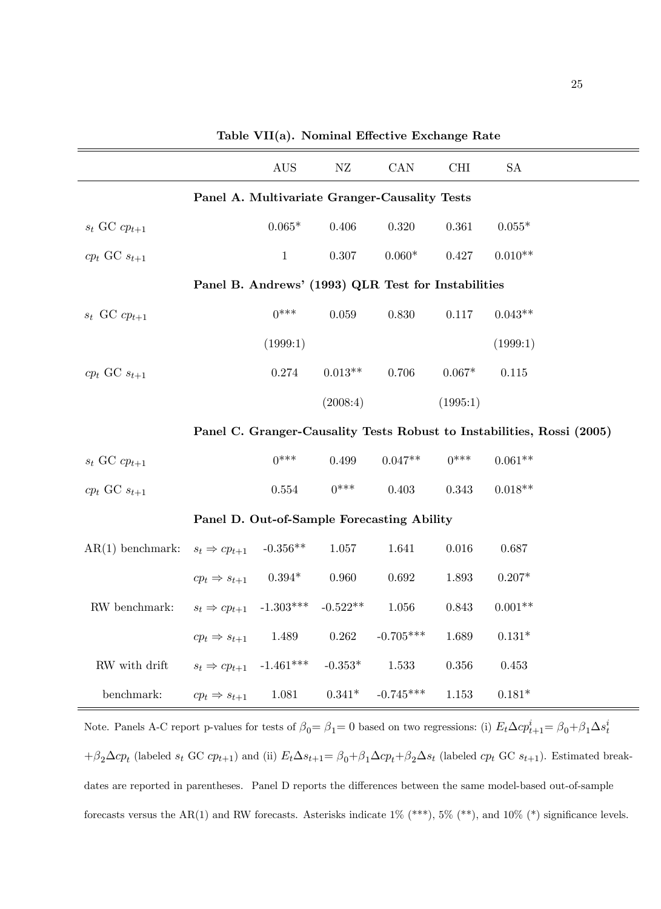**Table VII(a). Nominal Effective Exchange Rate**

| | | AUS | NZ | CAN | CHI | SA |
|---|---|---|---|---|---|---|
| **Panel A. Multivariate Granger-Causality Tests** | | | | | | |
| $s_t$ GC $cp_{t+1}$ | | 0.065* | 0.406 | 0.320 | 0.361 | 0.055* |
| $cp_t$ GC $s_{t+1}$ | | 1 | 0.307 | 0.060* | 0.427 | 0.010** |
| **Panel B. Andrews' (1993) QLR Test for Instabilities** | | | | | | |
| $s_t$ GC $cp_{t+1}$ | | 0*** | 0.059 | 0.830 | 0.117 | 0.043** |
| | | (1999:1) | | | | (1999:1) |
| $cp_t$ GC $s_{t+1}$ | | 0.274 | 0.013** | 0.706 | 0.067* | 0.115 |
| | | | (2008:4) | | (1995:1) | |
| **Panel C. Granger-Causality Tests Robust to Instabilities, Rossi (2005)** | | | | | | |
| $s_t$ GC $cp_{t+1}$ | | 0*** | 0.499 | 0.047** | 0*** | 0.061** |
| $cp_t$ GC $s_{t+1}$ | | 0.554 | 0*** | 0.403 | 0.343 | 0.018** |
| **Panel D. Out-of-Sample Forecasting Ability** | | | | | | |
| AR(1) benchmark: | $s_t \Rightarrow cp_{t+1}$ | -0.356** | 1.057 | 1.641 | 0.016 | 0.687 |
| | $cp_t \Rightarrow s_{t+1}$ | 0.394* | 0.960 | 0.692 | 1.893 | 0.207* |
| RW benchmark: | $s_t \Rightarrow cp_{t+1}$ | -1.303*** | -0.522** | 1.056 | 0.843 | 0.001** |
| | $cp_t \Rightarrow s_{t+1}$ | 1.489 | 0.262 | -0.705*** | 1.689 | 0.131* |
| RW with drift | $s_t \Rightarrow cp_{t+1}$ | -1.461*** | -0.353* | 1.533 | 0.356 | 0.453 |
| benchmark: | $cp_t \Rightarrow s_{t+1}$ | 1.081 | 0.341* | -0.745*** | 1.153 | 0.181* |

Note. Panels A-C report p-values for tests of $\beta_0 = \beta_1 = 0$ based on two regressions: (i) $E_t \Delta cp^i_{t+1} = \beta_0 + \beta_1 \Delta s^i_t + \beta_2 \Delta cp_t$ (labeled $s_t$ GC $cp_{t+1}$) and (ii) $E_t \Delta s_{t+1} = \beta_0 + \beta_1 \Delta cp_t + \beta_2 \Delta s_t$ (labeled $cp_t$ GC $s_{t+1}$). Estimated break-dates are reported in parentheses. Panel D reports the differences between the same model-based out-of-sample forecasts versus the AR(1) and RW forecasts. Asterisks indicate 1% (***), 5% (**), and 10% (*) significance levels.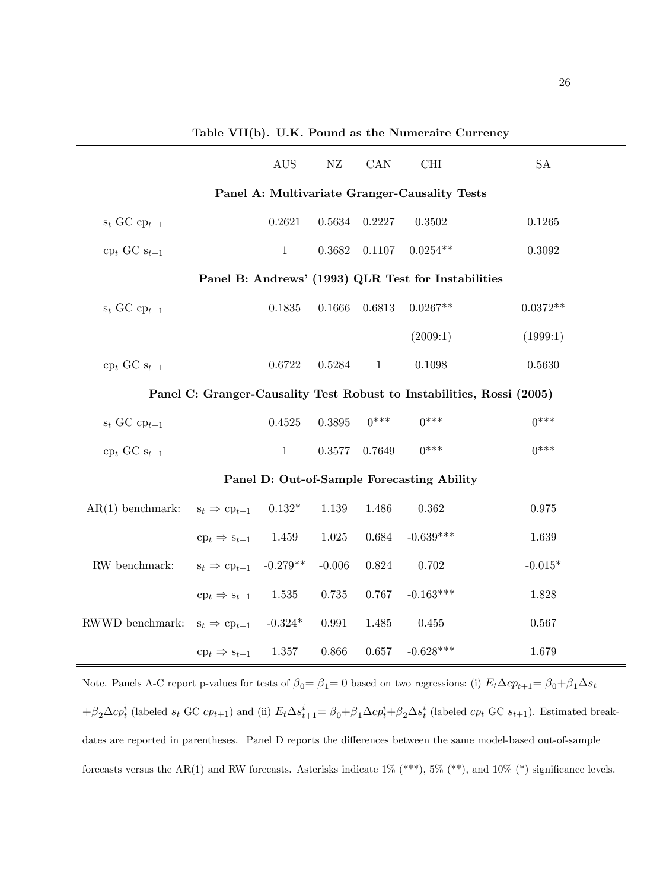**Table VII(b). U.K. Pound as the Numeraire Currency**

| | | AUS | NZ | CAN | CHI | SA |
|---|---|---|---|---|---|---|
| **Panel A: Multivariate Granger-Causality Tests** | | | | | | |
| $s_t$ GC $cp_{t+1}$ | | 0.2621 | 0.5634 | 0.2227 | 0.3502 | 0.1265 |
| $cp_t$ GC $s_{t+1}$ | | 1 | 0.3682 | 0.1107 | 0.0254** | 0.3092 |
| **Panel B: Andrews' (1993) QLR Test for Instabilities** | | | | | | |
| $s_t$ GC $cp_{t+1}$ | | 0.1835 | 0.1666 | 0.6813 | 0.0267** | 0.0372** |
| | | | | | (2009:1) | (1999:1) |
| $cp_t$ GC $s_{t+1}$ | | 0.6722 | 0.5284 | 1 | 0.1098 | 0.5630 |
| **Panel C: Granger-Causality Test Robust to Instabilities, Rossi (2005)** | | | | | | |
| $s_t$ GC $cp_{t+1}$ | | 0.4525 | 0.3895 | 0*** | 0*** | 0*** |
| $cp_t$ GC $s_{t+1}$ | | 1 | 0.3577 | 0.7649 | 0*** | 0*** |
| **Panel D: Out-of-Sample Forecasting Ability** | | | | | | |
| AR(1) benchmark: | $s_t \Rightarrow cp_{t+1}$ | 0.132* | 1.139 | 1.486 | 0.362 | 0.975 |
| | $cp_t \Rightarrow s_{t+1}$ | 1.459 | 1.025 | 0.684 | -0.639*** | 1.639 |
| RW benchmark: | $s_t \Rightarrow cp_{t+1}$ | -0.279** | -0.006 | 0.824 | 0.702 | -0.015* |
| | $cp_t \Rightarrow s_{t+1}$ | 1.535 | 0.735 | 0.767 | -0.163*** | 1.828 |
| RWWD benchmark: | $s_t \Rightarrow cp_{t+1}$ | -0.324* | 0.991 | 1.485 | 0.455 | 0.567 |
| | $cp_t \Rightarrow s_{t+1}$ | 1.357 | 0.866 | 0.657 | -0.628*** | 1.679 |

Note. Panels A-C report p-values for tests of $\beta_0 = \beta_1 = 0$ based on two regressions: (i) $E_t \Delta cp_{t+1} = \beta_0 + \beta_1 \Delta s_t + \beta_2 \Delta cp_t^i$ (labeled $s_t$ GC $cp_{t+1}$) and (ii) $E_t \Delta s_{t+1}^i = \beta_0 + \beta_1 \Delta cp_t^i + \beta_2 \Delta s_t^i$ (labeled $cp_t$ GC $s_{t+1}$). Estimated break-dates are reported in parentheses. Panel D reports the differences between the same model-based out-of-sample forecasts versus the AR(1) and RW forecasts. Asterisks indicate 1% (***), 5% (**), and 10% (*) significance levels.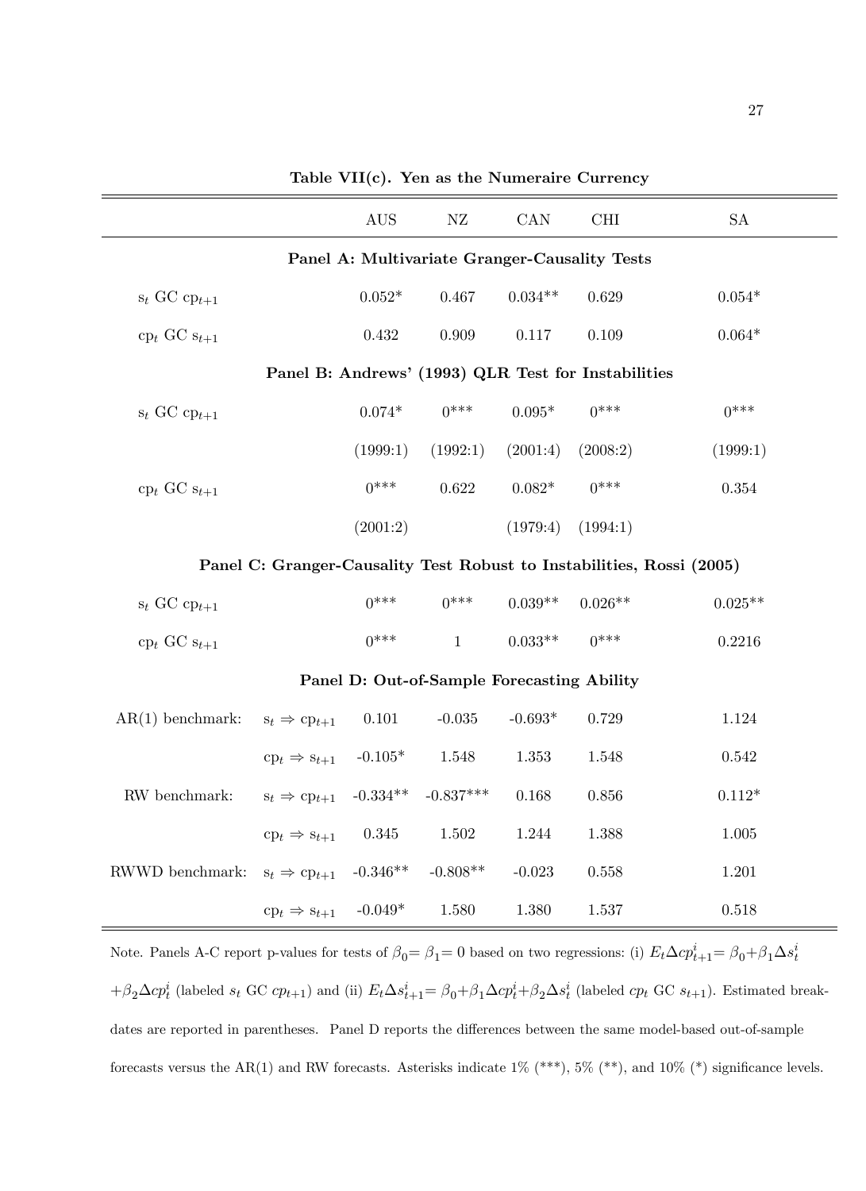**Table VII(c). Yen as the Numeraire Currency**

| | | AUS | NZ | CAN | CHI | SA |
|---|---|---|---|---|---|---|
| **Panel A: Multivariate Granger-Causality Tests** | | | | | | |
| $s_t$ GC $cp_{t+1}$ | | 0.052* | 0.467 | 0.034** | 0.629 | 0.054* |
| $cp_t$ GC $s_{t+1}$ | | 0.432 | 0.909 | 0.117 | 0.109 | 0.064* |
| **Panel B: Andrews' (1993) QLR Test for Instabilities** | | | | | | |
| $s_t$ GC $cp_{t+1}$ | | 0.074* | 0*** | 0.095* | 0*** | 0*** |
| | | (1999:1) | (1992:1) | (2001:4) | (2008:2) | (1999:1) |
| $cp_t$ GC $s_{t+1}$ | | 0*** | 0.622 | 0.082* | 0*** | 0.354 |
| | | (2001:2) | | (1979:4) | (1994:1) | |
| **Panel C: Granger-Causality Test Robust to Instabilities, Rossi (2005)** | | | | | | |
| $s_t$ GC $cp_{t+1}$ | | 0*** | 0*** | 0.039** | 0.026** | 0.025** |
| $cp_t$ GC $s_{t+1}$ | | 0*** | 1 | 0.033** | 0*** | 0.2216 |
| **Panel D: Out-of-Sample Forecasting Ability** | | | | | | |
| AR(1) benchmark: | $s_t \Rightarrow cp_{t+1}$ | 0.101 | -0.035 | -0.693* | 0.729 | 1.124 |
| | $cp_t \Rightarrow s_{t+1}$ | -0.105* | 1.548 | 1.353 | 1.548 | 0.542 |
| RW benchmark: | $s_t \Rightarrow cp_{t+1}$ | -0.334** | -0.837*** | 0.168 | 0.856 | 0.112* |
| | $cp_t \Rightarrow s_{t+1}$ | 0.345 | 1.502 | 1.244 | 1.388 | 1.005 |
| RWWD benchmark: | $s_t \Rightarrow cp_{t+1}$ | -0.346** | -0.808** | -0.023 | 0.558 | 1.201 |
| | $cp_t \Rightarrow s_{t+1}$ | -0.049* | 1.580 | 1.380 | 1.537 | 0.518 |

Note. Panels A-C report p-values for tests of $\beta_0 = \beta_1 = 0$ based on two regressions: (i) $E_t \Delta cp^i_{t+1} = \beta_0 + \beta_1 \Delta s^i_t + \beta_2 \Delta cp^i_t$ (labeled $s_t$ GC $cp_{t+1}$) and (ii) $E_t \Delta s^i_{t+1} = \beta_0 + \beta_1 \Delta cp^i_t + \beta_2 \Delta s^i_t$ (labeled $cp_t$ GC $s_{t+1}$). Estimated break-dates are reported in parentheses. Panel D reports the differences between the same model-based out-of-sample forecasts versus the AR(1) and RW forecasts. Asterisks indicate 1% (***), 5% (**), and 10% (*) significance levels.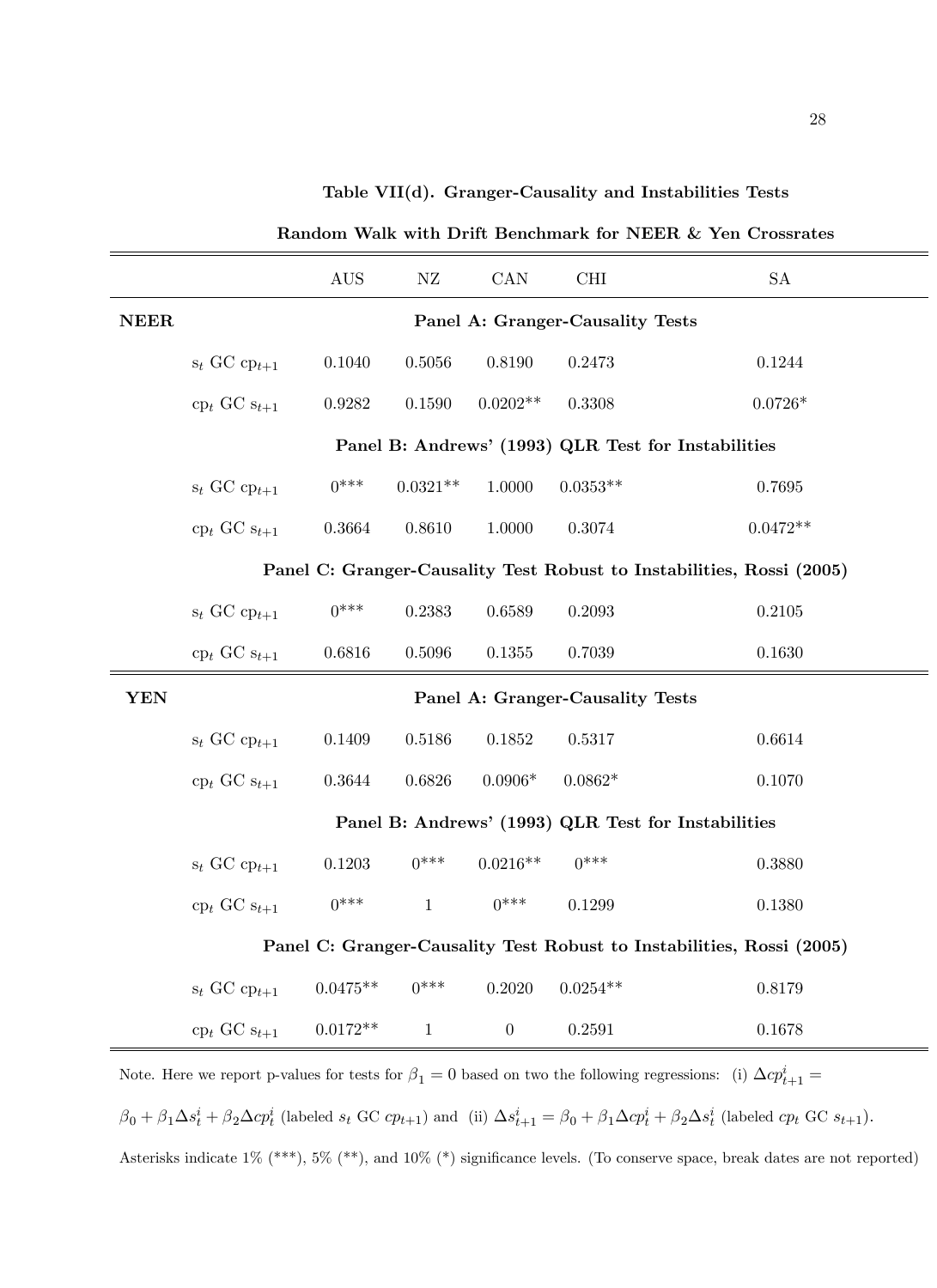**Table VII(d). Granger-Causality and Instabilities Tests**

**Random Walk with Drift Benchmark for NEER & Yen Crossrates**

| | | AUS | NZ | CAN | CHI | SA |
|---|---|---|---|---|---|---|
| **NEER** | | **Panel A: Granger-Causality Tests** | | | | |
| | $s_t$ GC $cp_{t+1}$ | 0.1040 | 0.5056 | 0.8190 | 0.2473 | 0.1244 |
| | $cp_t$ GC $s_{t+1}$ | 0.9282 | 0.1590 | 0.0202** | 0.3308 | 0.0726* |
| | | **Panel B: Andrews' (1993) QLR Test for Instabilities** | | | | |
| | $s_t$ GC $cp_{t+1}$ | 0*** | 0.0321** | 1.0000 | 0.0353** | 0.7695 |
| | $cp_t$ GC $s_{t+1}$ | 0.3664 | 0.8610 | 1.0000 | 0.3074 | 0.0472** |
| | | **Panel C: Granger-Causality Test Robust to Instabilities, Rossi (2005)** | | | | |
| | $s_t$ GC $cp_{t+1}$ | 0*** | 0.2383 | 0.6589 | 0.2093 | 0.2105 |
| | $cp_t$ GC $s_{t+1}$ | 0.6816 | 0.5096 | 0.1355 | 0.7039 | 0.1630 |
| **YEN** | | **Panel A: Granger-Causality Tests** | | | | |
| | $s_t$ GC $cp_{t+1}$ | 0.1409 | 0.5186 | 0.1852 | 0.5317 | 0.6614 |
| | $cp_t$ GC $s_{t+1}$ | 0.3644 | 0.6826 | 0.0906* | 0.0862* | 0.1070 |
| | | **Panel B: Andrews' (1993) QLR Test for Instabilities** | | | | |
| | $s_t$ GC $cp_{t+1}$ | 0.1203 | 0*** | 0.0216** | 0*** | 0.3880 |
| | $cp_t$ GC $s_{t+1}$ | 0*** | 1 | 0*** | 0.1299 | 0.1380 |
| | | **Panel C: Granger-Causality Test Robust to Instabilities, Rossi (2005)** | | | | |
| | $s_t$ GC $cp_{t+1}$ | 0.0475** | 0*** | 0.2020 | 0.0254** | 0.8179 |
| | $cp_t$ GC $s_{t+1}$ | 0.0172** | 1 | 0 | 0.2591 | 0.1678 |

Note. Here we report p-values for tests for $\beta_1 = 0$ based on two the following regressions: (i) $\Delta cp^i_{t+1} = \beta_0 + \beta_1 \Delta s^i_t + \beta_2 \Delta cp^i_t$ (labeled $s_t$ GC $cp_{t+1}$) and (ii) $\Delta s^i_{t+1} = \beta_0 + \beta_1 \Delta cp^i_t + \beta_2 \Delta s^i_t$ (labeled $cp_t$ GC $s_{t+1}$). Asterisks indicate 1% (***), 5% (**), and 10% (*) significance levels. (To conserve space, break dates are not reported)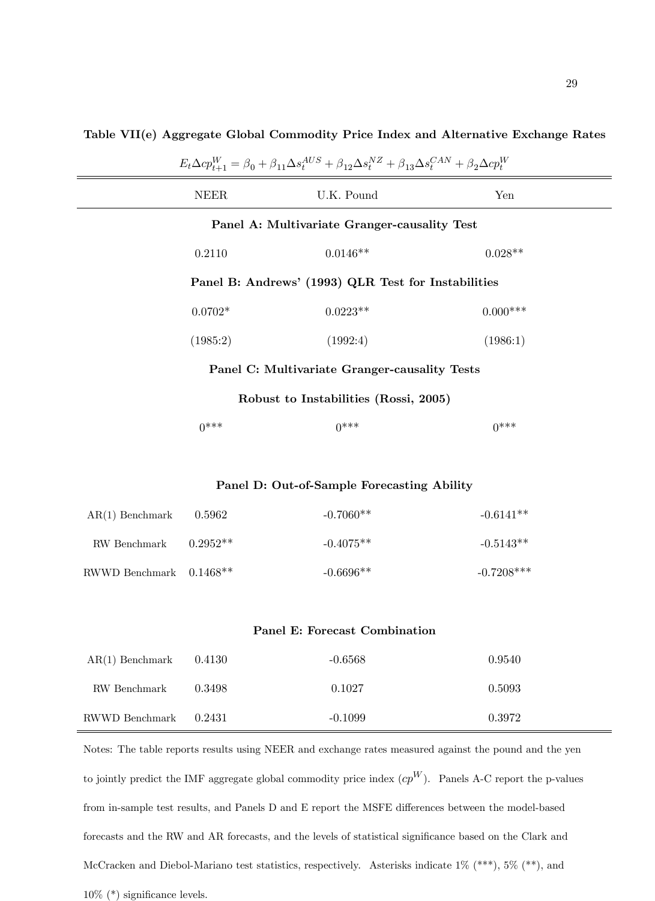**Table VII(e) Aggregate Global Commodity Price Index and Alternative Exchange Rates**

$$E_t \Delta cp^W_{t+1} = \beta_0 + \beta_{11}\Delta s^{AUS}_t + \beta_{12}\Delta s^{NZ}_t + \beta_{13}\Delta s^{CAN}_t + \beta_2 \Delta cp^W_t$$

| | NEER | U.K. Pound | Yen |
|---|---|---|---|
| **Panel A: Multivariate Granger-causality Test** | | | |
| | 0.2110 | 0.0146** | 0.028** |
| **Panel B: Andrews' (1993) QLR Test for Instabilities** | | | |
| | 0.0702* | 0.0223** | 0.000*** |
| | (1985:2) | (1992:4) | (1986:1) |
| **Panel C: Multivariate Granger-causality Tests Robust to Instabilities (Rossi, 2005)** | | | |
| | 0*** | 0*** | 0*** |
| **Panel D: Out-of-Sample Forecasting Ability** | | | |
| AR(1) Benchmark | 0.5962 | -0.7060** | -0.6141** |
| RW Benchmark | 0.2952** | -0.4075** | -0.5143** |
| RWWD Benchmark | 0.1468** | -0.6696** | -0.7208*** |
| **Panel E: Forecast Combination** | | | |
| AR(1) Benchmark | 0.4130 | -0.6568 | 0.9540 |
| RW Benchmark | 0.3498 | 0.1027 | 0.5093 |
| RWWD Benchmark | 0.2431 | -0.1099 | 0.3972 |

Notes: The table reports results using NEER and exchange rates measured against the pound and the yen to jointly predict the IMF aggregate global commodity price index ($cp^W$). Panels A-C report the p-values from in-sample test results, and Panels D and E report the MSFE differences between the model-based forecasts and the RW and AR forecasts, and the levels of statistical significance based on the Clark and McCracken and Diebol-Mariano test statistics, respectively. Asterisks indicate 1% (***), 5% (**), and 10% (*) significance levels.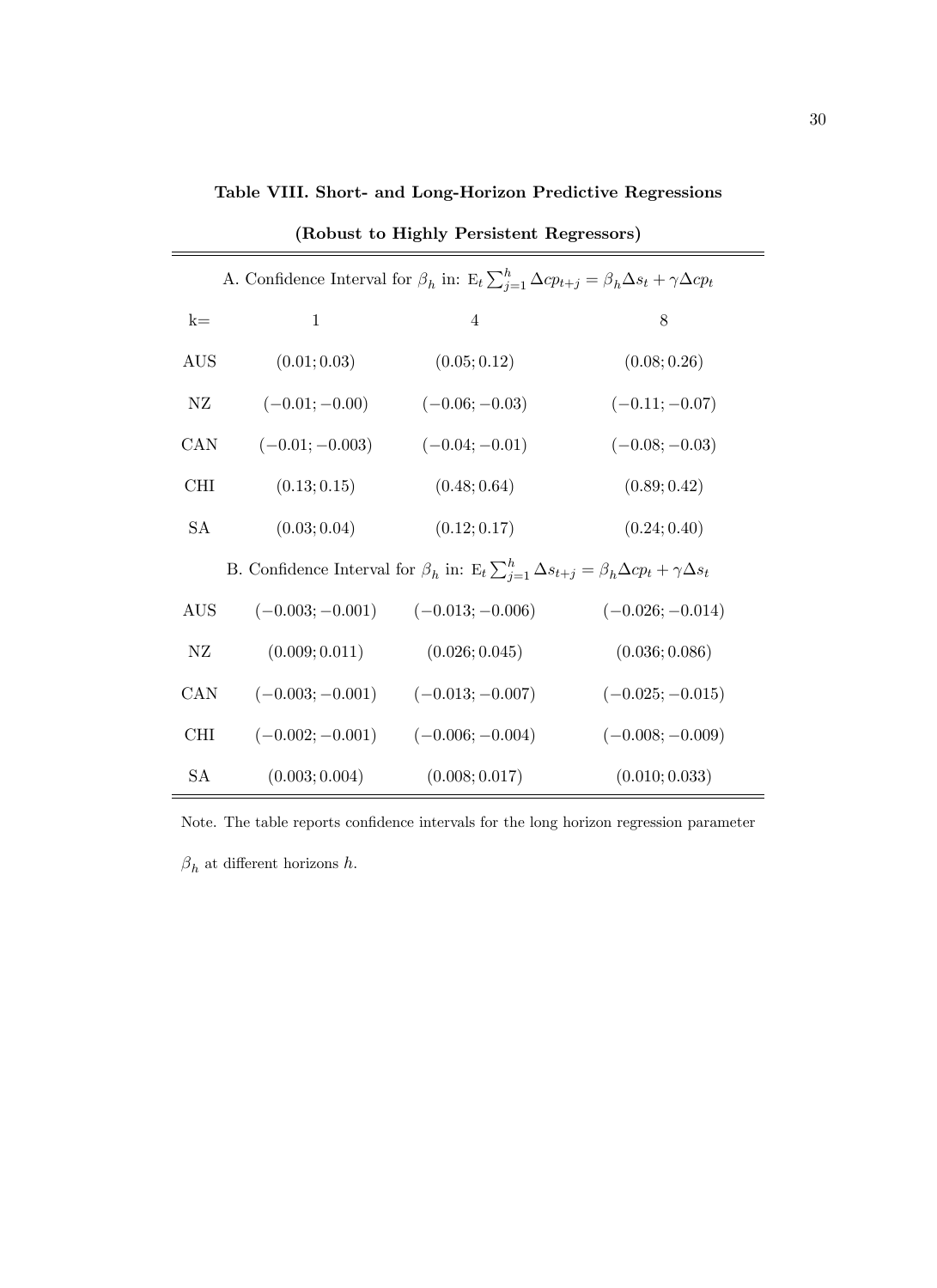**Table VIII. Short- and Long-Horizon Predictive Regressions**

**(Robust to Highly Persistent Regressors)**

| A. Confidence Interval for $\beta_h$ in: $\mathrm{E}_t \sum_{j=1}^{h} \Delta cp_{t+j} = \beta_h \Delta s_t + \gamma \Delta cp_t$ | | | |
|---|---|---|---|
| k= | 1 | 4 | 8 |
| AUS | $(0.01; 0.03)$ | $(0.05; 0.12)$ | $(0.08; 0.26)$ |
| NZ | $(-0.01; -0.00)$ | $(-0.06; -0.03)$ | $(-0.11; -0.07)$ |
| CAN | $(-0.01; -0.003)$ | $(-0.04; -0.01)$ | $(-0.08; -0.03)$ |
| CHI | $(0.13; 0.15)$ | $(0.48; 0.64)$ | $(0.89; 0.42)$ |
| SA | $(0.03; 0.04)$ | $(0.12; 0.17)$ | $(0.24; 0.40)$ |
| **B. Confidence Interval for $\beta_h$ in: $\mathrm{E}_t \sum_{j=1}^{h} \Delta s_{t+j} = \beta_h \Delta cp_t + \gamma \Delta s_t$** | | | |
| AUS | $(-0.003; -0.001)$ | $(-0.013; -0.006)$ | $(-0.026; -0.014)$ |
| NZ | $(0.009; 0.011)$ | $(0.026; 0.045)$ | $(0.036; 0.086)$ |
| CAN | $(-0.003; -0.001)$ | $(-0.013; -0.007)$ | $(-0.025; -0.015)$ |
| CHI | $(-0.002; -0.001)$ | $(-0.006; -0.004)$ | $(-0.008; -0.009)$ |
| SA | $(0.003; 0.004)$ | $(0.008; 0.017)$ | $(0.010; 0.033)$ |

Note. The table reports confidence intervals for the long horizon regression parameter $\beta_h$ at different horizons $h$.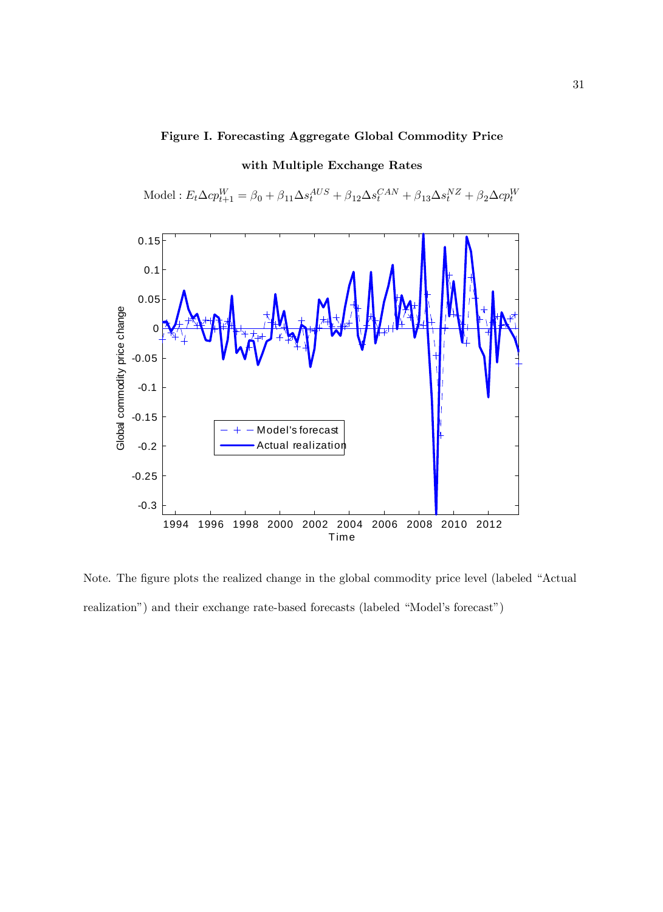**Figure I. Forecasting Aggregate Global Commodity Price**

**with Multiple Exchange Rates**

$$\text{Model}: E_t \Delta cp_{t+1}^{W} = \beta_0 + \beta_{11}\Delta s_t^{AUS} + \beta_{12}\Delta s_t^{CAN} + \beta_{13}\Delta s_t^{NZ} + \beta_2 \Delta cp_t^{W}$$

Note. The figure plots the realized change in the global commodity price level (labeled "Actual realization") and their exchange rate-based forecasts (labeled "Model's forecast")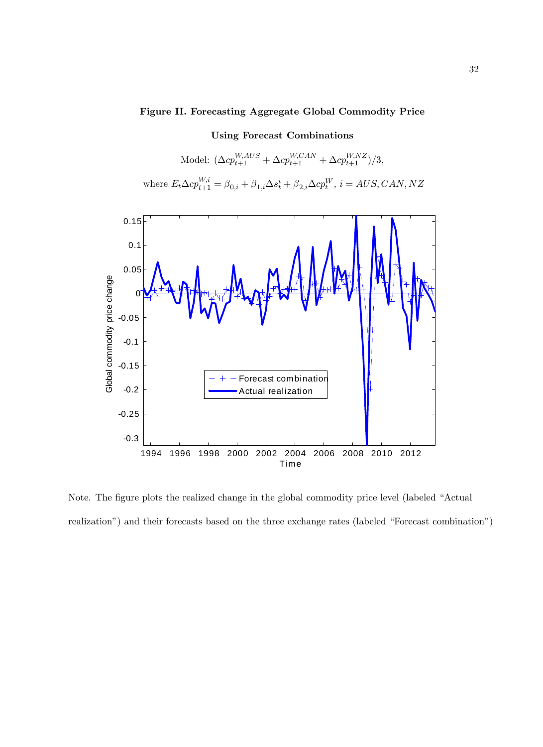**Figure II. Forecasting Aggregate Global Commodity Price**

**Using Forecast Combinations**

Model: $(\Delta cp_{t+1}^{W,AUS} + \Delta cp_{t+1}^{W,CAN} + \Delta cp_{t+1}^{W,NZ})/3,$

where $E_t \Delta cp_{t+1}^{W,i} = \beta_{0,i} + \beta_{1,i}\Delta s_t^i + \beta_{2,i}\Delta cp_t^W$, $i = AUS, CAN, NZ$

Note. The figure plots the realized change in the global commodity price level (labeled "Actual realization") and their forecasts based on the three exchange rates (labeled "Forecast combination")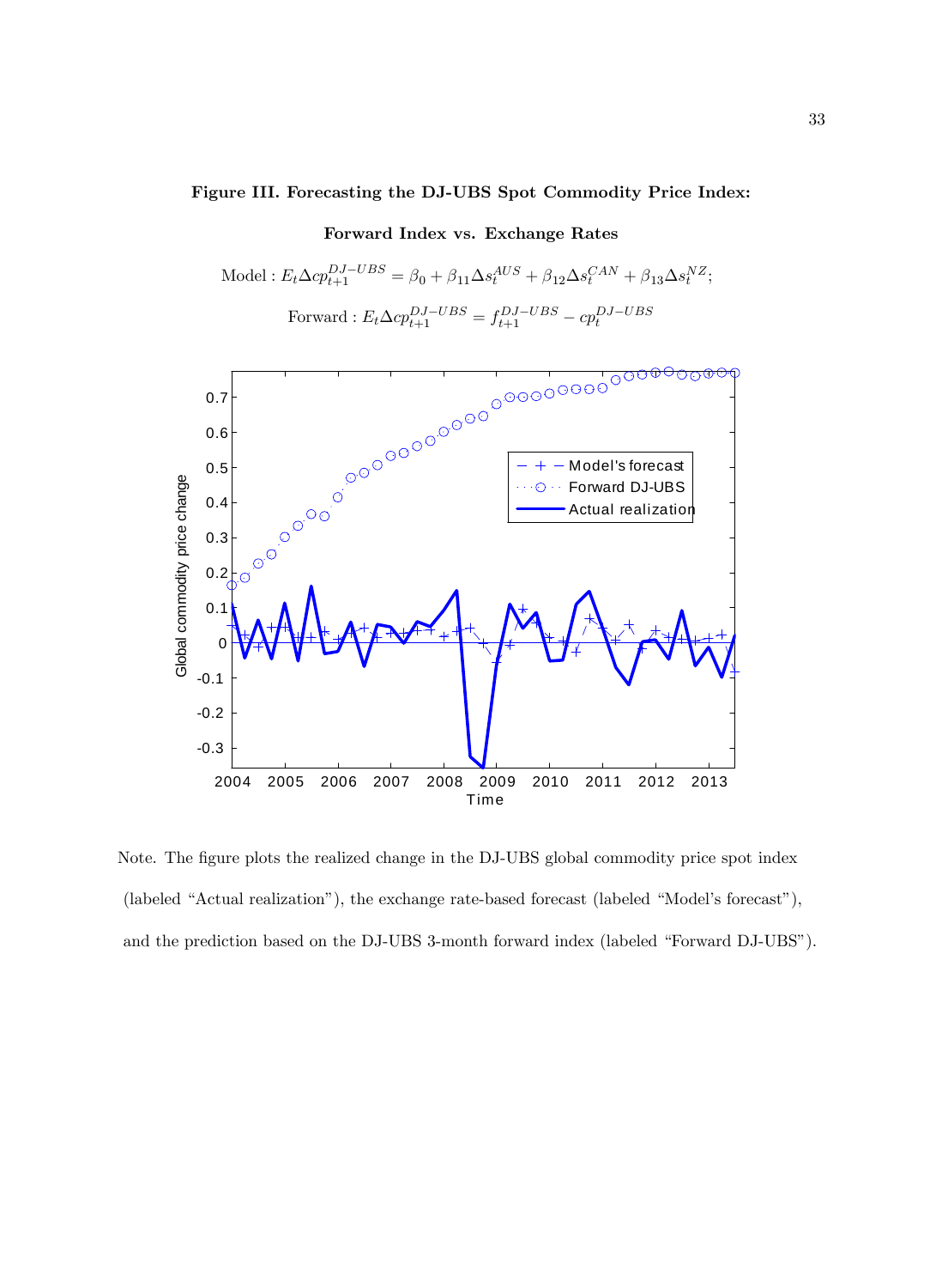**Figure III. Forecasting the DJ-UBS Spot Commodity Price Index:**

**Forward Index vs. Exchange Rates**

$$\text{Model}: E_t \Delta cp_{t+1}^{DJ-UBS} = \beta_0 + \beta_{11}\Delta s_t^{AUS} + \beta_{12}\Delta s_t^{CAN} + \beta_{13}\Delta s_t^{NZ};$$

$$\text{Forward}: E_t \Delta cp_{t+1}^{DJ-UBS} = f_{t+1}^{DJ-UBS} - cp_t^{DJ-UBS}$$

Note. The figure plots the realized change in the DJ-UBS global commodity price spot index (labeled "Actual realization"), the exchange rate-based forecast (labeled "Model's forecast"), and the prediction based on the DJ-UBS 3-month forward index (labeled "Forward DJ-UBS").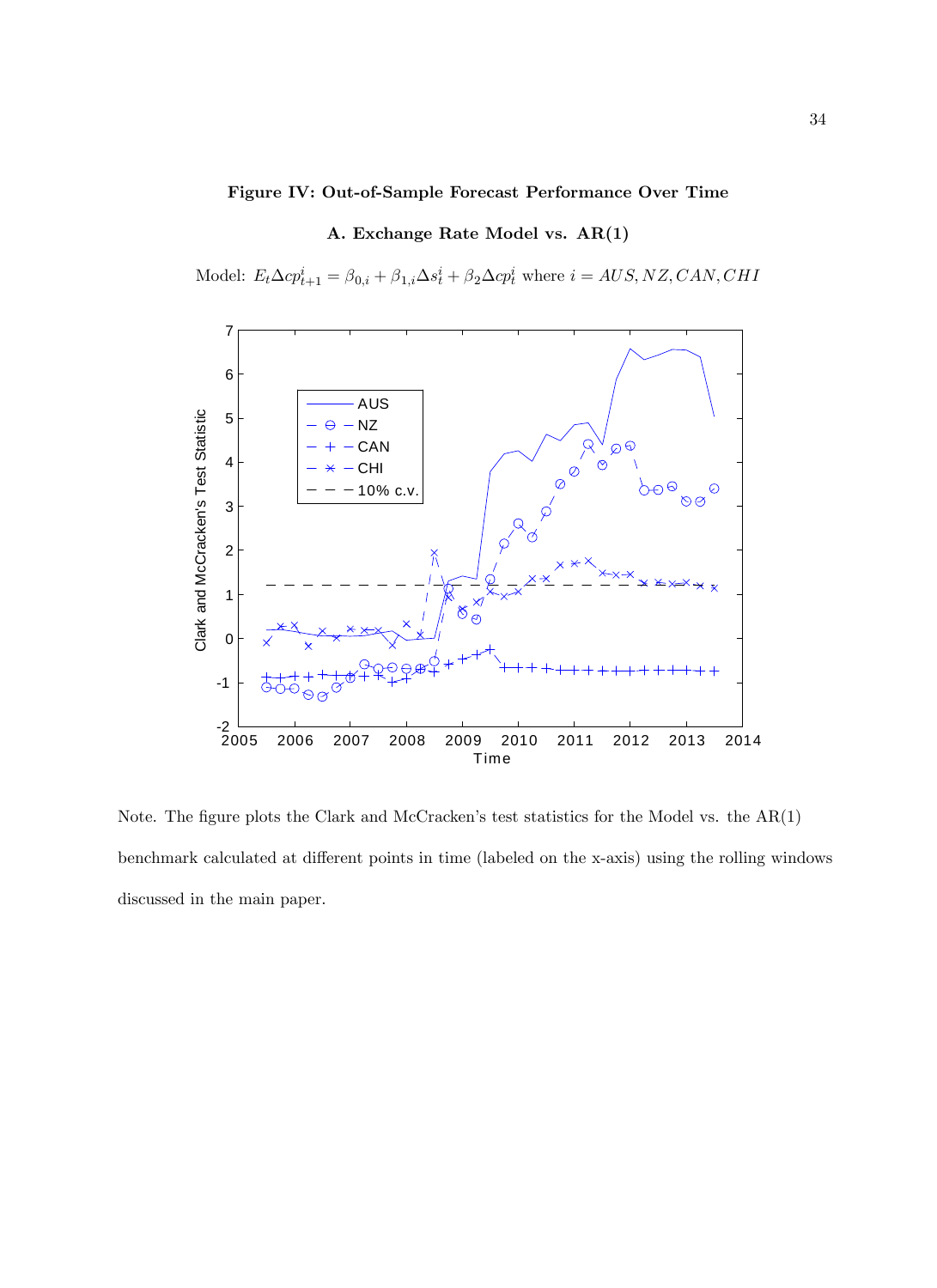**Figure IV: Out-of-Sample Forecast Performance Over Time**

**A. Exchange Rate Model vs. AR(1)**

Model: $E_t \Delta cp^i_{t+1} = \beta_{0,i} + \beta_{1,i} \Delta s^i_t + \beta_2 \Delta cp^i_t$ where $i = AUS, NZ, CAN, CHI$

Note. The figure plots the Clark and McCracken's test statistics for the Model vs. the AR(1) benchmark calculated at different points in time (labeled on the x-axis) using the rolling windows discussed in the main paper.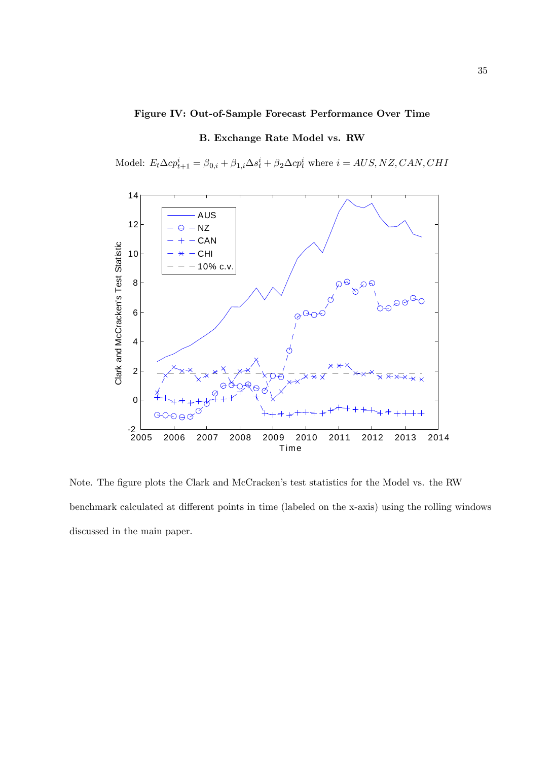**Figure IV: Out-of-Sample Forecast Performance Over Time**

**B. Exchange Rate Model vs. RW**

Model: $E_t \Delta cp^i_{t+1} = \beta_{0,i} + \beta_{1,i} \Delta s^i_t + \beta_2 \Delta cp^i_t$ where $i = AUS, NZ, CAN, CHI$

Note. The figure plots the Clark and McCracken's test statistics for the Model vs. the RW benchmark calculated at different points in time (labeled on the x-axis) using the rolling windows discussed in the main paper.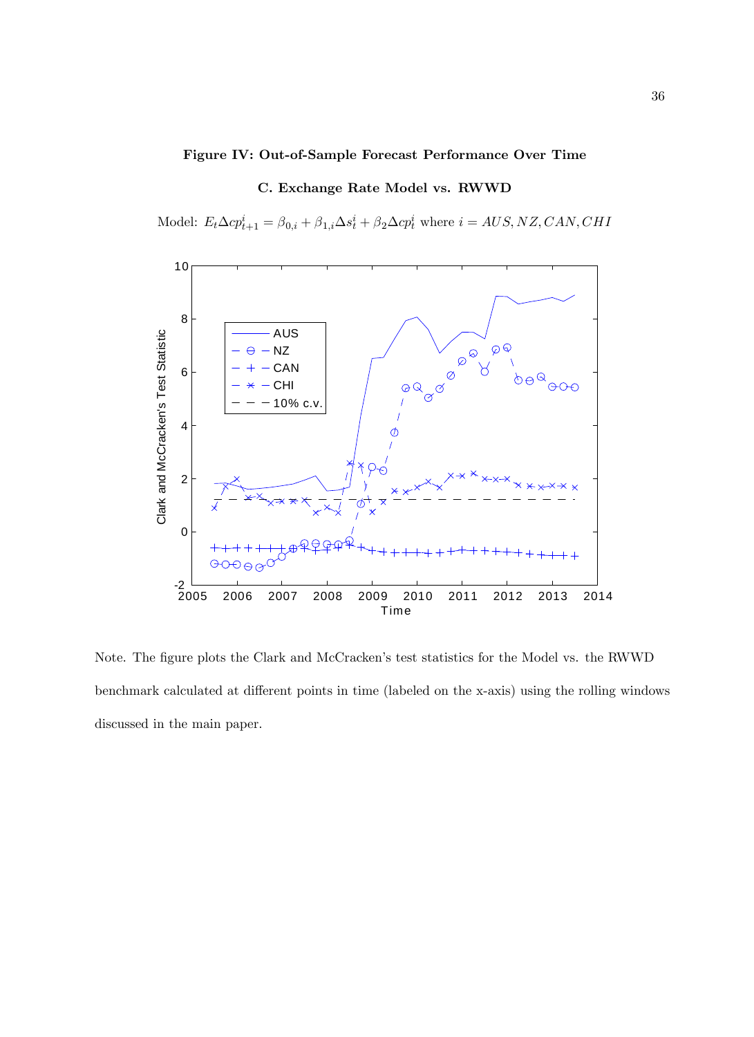**Figure IV: Out-of-Sample Forecast Performance Over Time**

**C. Exchange Rate Model vs. RWWD**

Model: $E_t \Delta cp^i_{t+1} = \beta_{0,i} + \beta_{1,i} \Delta s^i_t + \beta_2 \Delta cp^i_t$ where $i = AUS, NZ, CAN, CHI$

Note. The figure plots the Clark and McCracken's test statistics for the Model vs. the RWWD benchmark calculated at different points in time (labeled on the x-axis) using the rolling windows discussed in the main paper.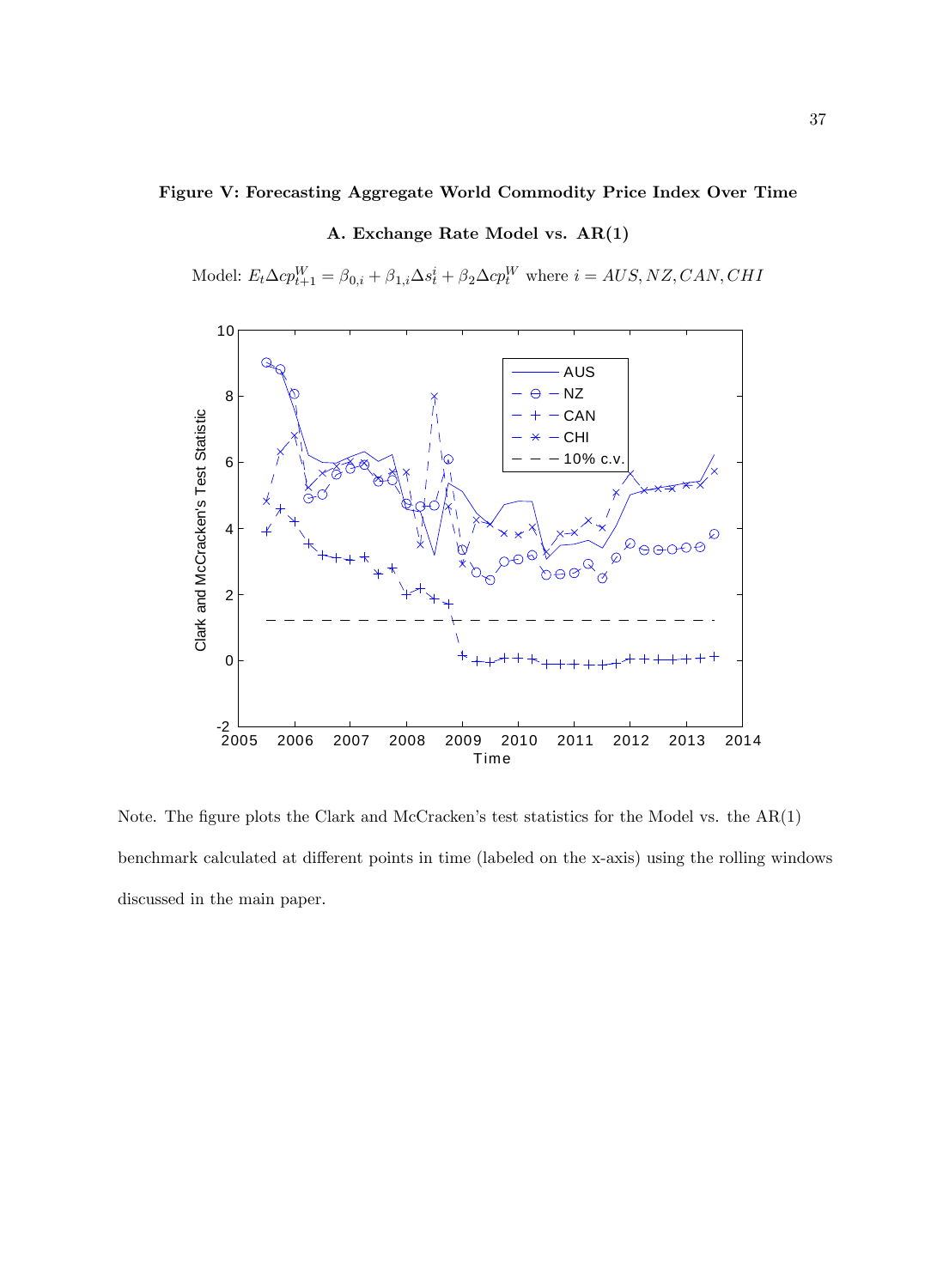**Figure V: Forecasting Aggregate World Commodity Price Index Over Time**

**A. Exchange Rate Model vs. AR(1)**

Model: $E_t \Delta cp^W_{t+1} = \beta_{0,i} + \beta_{1,i} \Delta s^i_t + \beta_2 \Delta cp^W_t$ where $i = AUS, NZ, CAN, CHI$

Note. The figure plots the Clark and McCracken's test statistics for the Model vs. the AR(1) benchmark calculated at different points in time (labeled on the x-axis) using the rolling windows discussed in the main paper.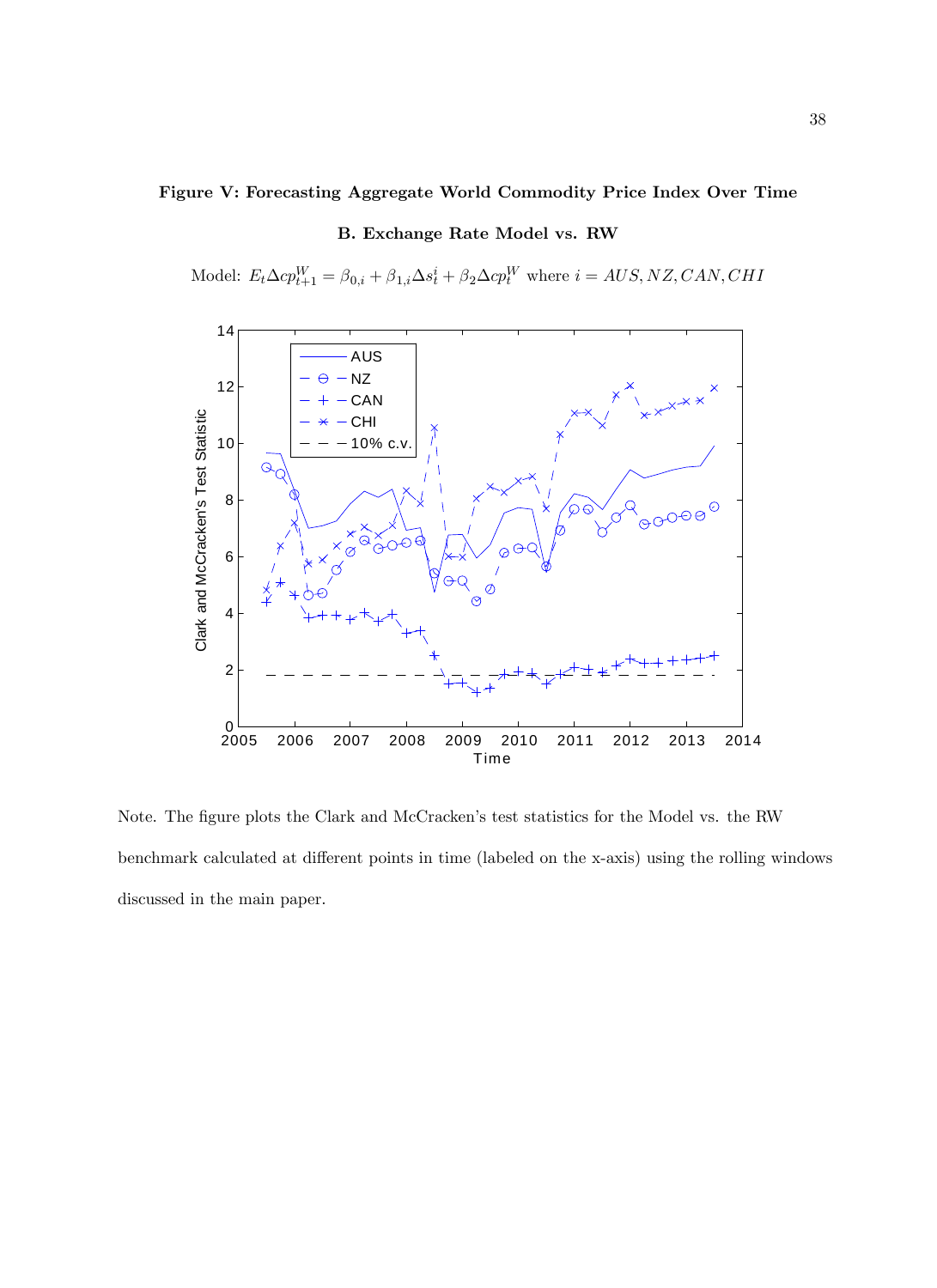**Figure V: Forecasting Aggregate World Commodity Price Index Over Time**

**B. Exchange Rate Model vs. RW**

Model: $E_t \Delta cp^W_{t+1} = \beta_{0,i} + \beta_{1,i} \Delta s^i_t + \beta_2 \Delta cp^W_t$ where $i = AUS, NZ, CAN, CHI$

Note. The figure plots the Clark and McCracken's test statistics for the Model vs. the RW benchmark calculated at different points in time (labeled on the x-axis) using the rolling windows discussed in the main paper.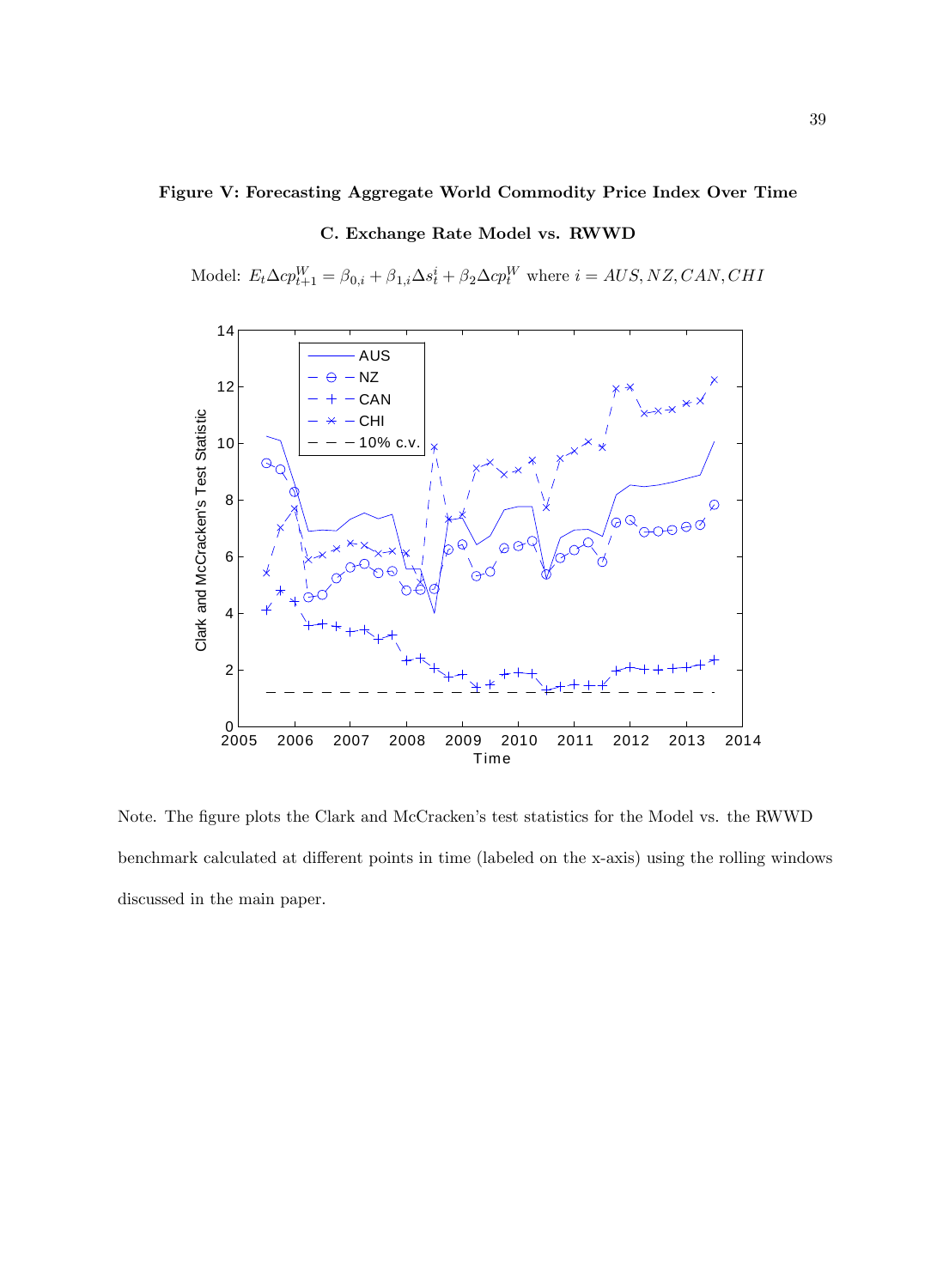**Figure V: Forecasting Aggregate World Commodity Price Index Over Time**

**C. Exchange Rate Model vs. RWWD**

Model: $E_t \Delta cp^W_{t+1} = \beta_{0,i} + \beta_{1,i} \Delta s^i_t + \beta_2 \Delta cp^W_t$ where $i = AUS, NZ, CAN, CHI$

AUS
NZ
CAN
CHI
10% c.v.

Clark and McCracken's Test Statistic

0
2
4
6
8
10
12
14

2005
2006
2007
2008
2009
2010
2011
2012
2013
2014

Time

Note. The figure plots the Clark and McCracken's test statistics for the Model vs. the RWWD benchmark calculated at different points in time (labeled on the x-axis) using the rolling windows discussed in the main paper.